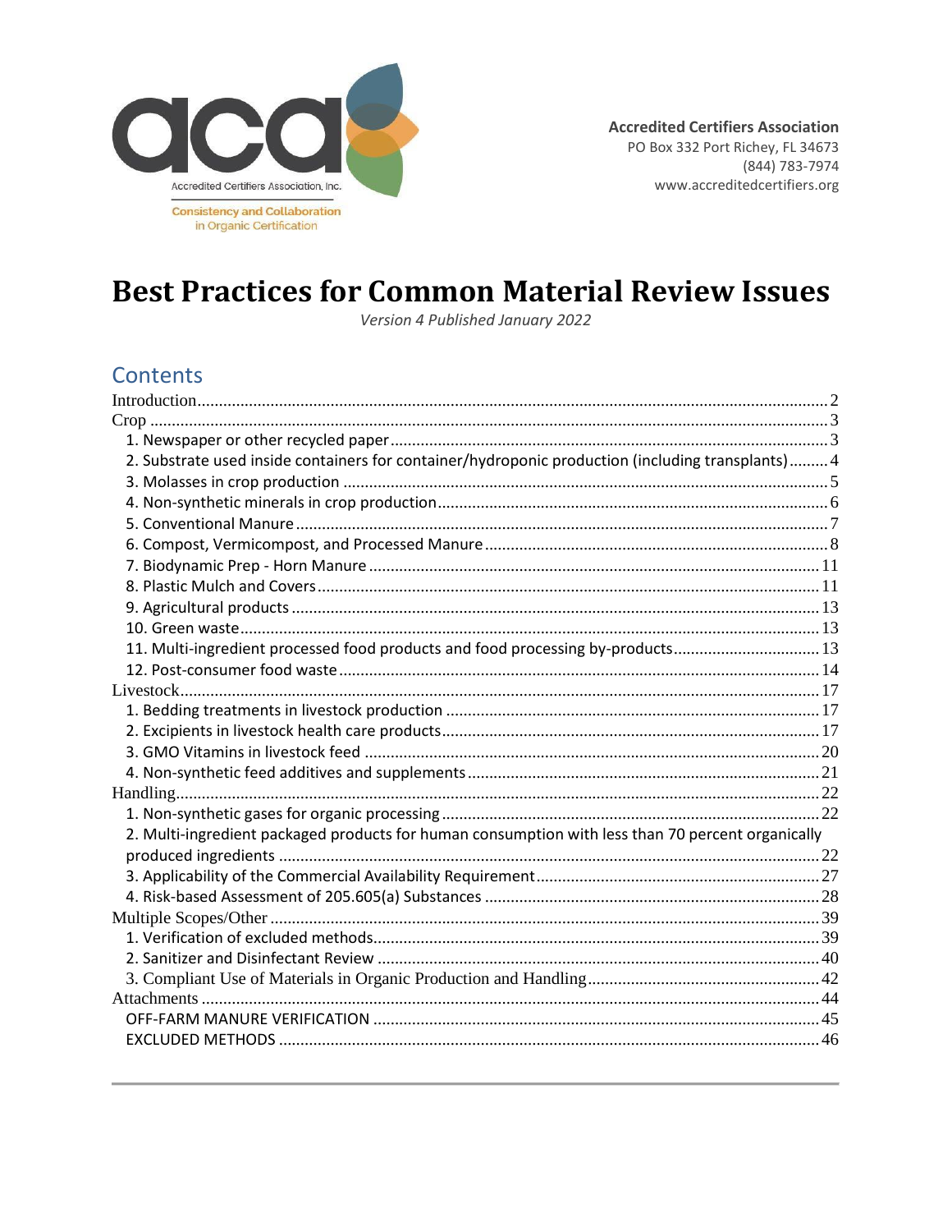Accredited Certifiers Association, Inc.

Consistency and Collaboration in Organic Certification

**Accredited Certifiers Association**
PO Box 332 Port Richey, FL 34673
(844) 783-7974
www.accreditedcertifiers.org

# Best Practices for Common Material Review Issues

*Version 4 Published January 2022*

## Contents

Introduction ..... 2
Crop ..... 3
- 1. Newspaper or other recycled paper ..... 3
- 2. Substrate used inside containers for container/hydroponic production (including transplants) ..... 4
- 3. Molasses in crop production ..... 5
- 4. Non-synthetic minerals in crop production ..... 6
- 5. Conventional Manure ..... 7
- 6. Compost, Vermicompost, and Processed Manure ..... 8
- 7. Biodynamic Prep - Horn Manure ..... 11
- 8. Plastic Mulch and Covers ..... 11
- 9. Agricultural products ..... 13
- 10. Green waste ..... 13
- 11. Multi-ingredient processed food products and food processing by-products ..... 13
- 12. Post-consumer food waste ..... 14

Livestock ..... 17
- 1. Bedding treatments in livestock production ..... 17
- 2. Excipients in livestock health care products ..... 17
- 3. GMO Vitamins in livestock feed ..... 20
- 4. Non-synthetic feed additives and supplements ..... 21

Handling ..... 22
- 1. Non-synthetic gases for organic processing ..... 22
- 2. Multi-ingredient packaged products for human consumption with less than 70 percent organically produced ingredients ..... 22
- 3. Applicability of the Commercial Availability Requirement ..... 27
- 4. Risk-based Assessment of 205.605(a) Substances ..... 28

Multiple Scopes/Other ..... 39
- 1. Verification of excluded methods ..... 39
- 2. Sanitizer and Disinfectant Review ..... 40
- 3. Compliant Use of Materials in Organic Production and Handling ..... 42

Attachments ..... 44
- OFF-FARM MANURE VERIFICATION ..... 45
- EXCLUDED METHODS ..... 46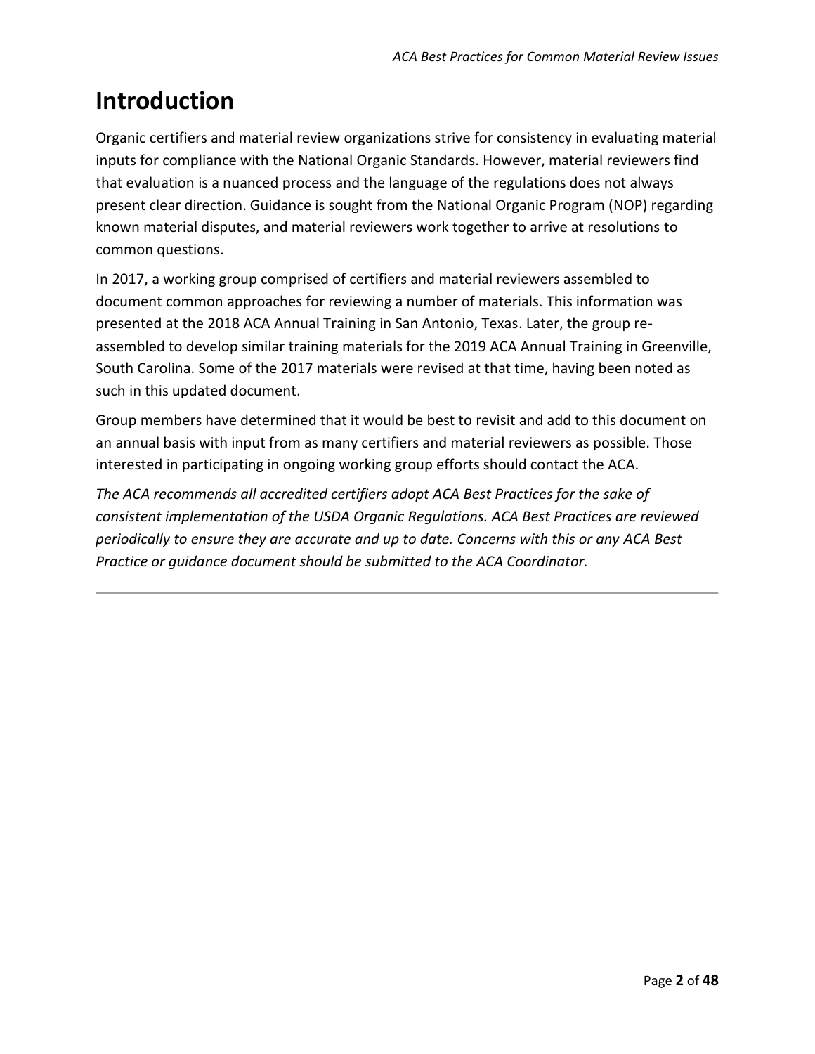# Introduction

Organic certifiers and material review organizations strive for consistency in evaluating material inputs for compliance with the National Organic Standards. However, material reviewers find that evaluation is a nuanced process and the language of the regulations does not always present clear direction. Guidance is sought from the National Organic Program (NOP) regarding known material disputes, and material reviewers work together to arrive at resolutions to common questions.

In 2017, a working group comprised of certifiers and material reviewers assembled to document common approaches for reviewing a number of materials. This information was presented at the 2018 ACA Annual Training in San Antonio, Texas. Later, the group re-assembled to develop similar training materials for the 2019 ACA Annual Training in Greenville, South Carolina. Some of the 2017 materials were revised at that time, having been noted as such in this updated document.

Group members have determined that it would be best to revisit and add to this document on an annual basis with input from as many certifiers and material reviewers as possible. Those interested in participating in ongoing working group efforts should contact the ACA.

*The ACA recommends all accredited certifiers adopt ACA Best Practices for the sake of consistent implementation of the USDA Organic Regulations. ACA Best Practices are reviewed periodically to ensure they are accurate and up to date. Concerns with this or any ACA Best Practice or guidance document should be submitted to the ACA Coordinator.*

---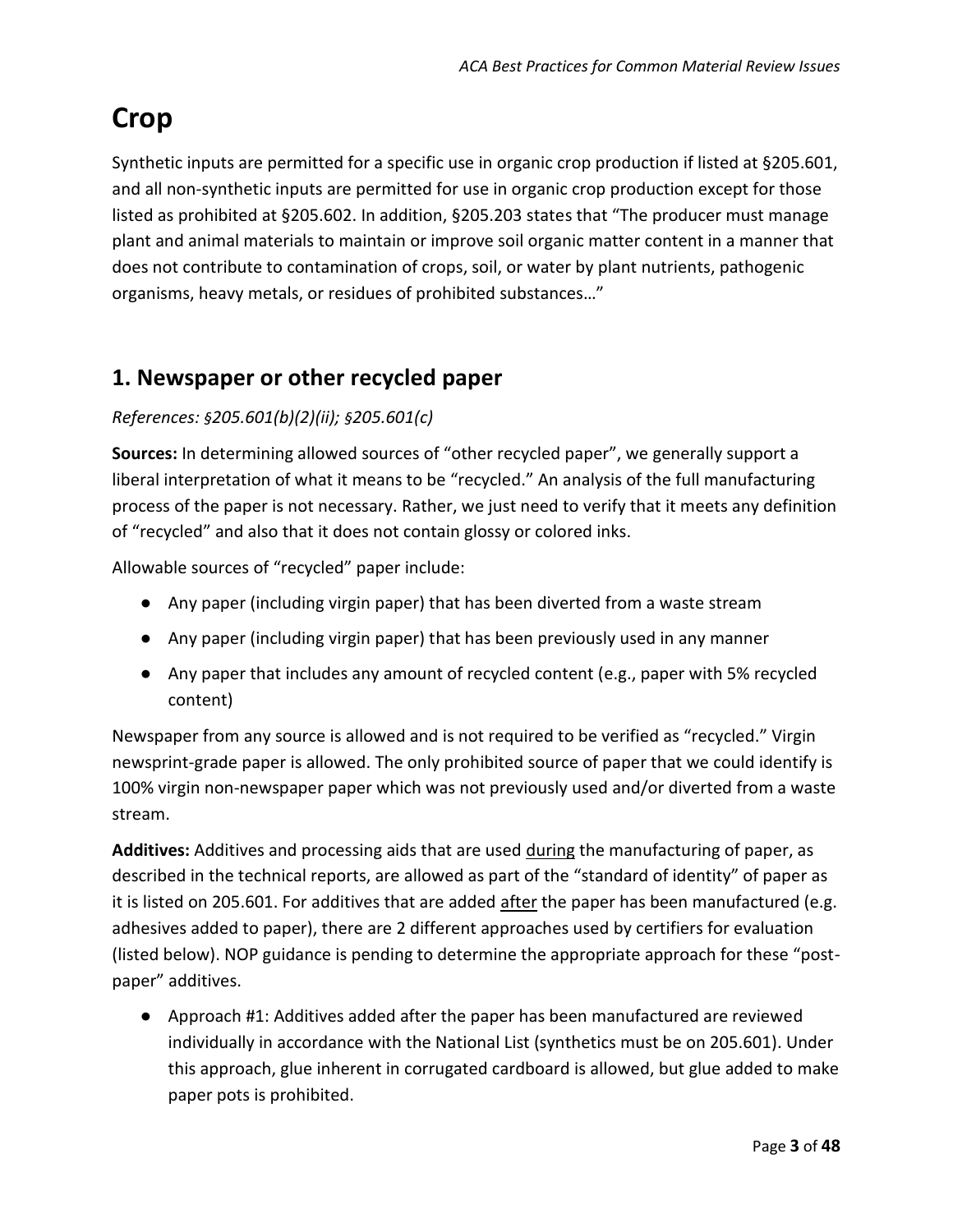# Crop

Synthetic inputs are permitted for a specific use in organic crop production if listed at §205.601, and all non-synthetic inputs are permitted for use in organic crop production except for those listed as prohibited at §205.602. In addition, §205.203 states that "The producer must manage plant and animal materials to maintain or improve soil organic matter content in a manner that does not contribute to contamination of crops, soil, or water by plant nutrients, pathogenic organisms, heavy metals, or residues of prohibited substances…"

## 1. Newspaper or other recycled paper

*References: §205.601(b)(2)(ii); §205.601(c)*

**Sources:** In determining allowed sources of "other recycled paper", we generally support a liberal interpretation of what it means to be "recycled." An analysis of the full manufacturing process of the paper is not necessary. Rather, we just need to verify that it meets any definition of "recycled" and also that it does not contain glossy or colored inks.

Allowable sources of "recycled" paper include:

- Any paper (including virgin paper) that has been diverted from a waste stream
- Any paper (including virgin paper) that has been previously used in any manner
- Any paper that includes any amount of recycled content (e.g., paper with 5% recycled content)

Newspaper from any source is allowed and is not required to be verified as "recycled." Virgin newsprint-grade paper is allowed. The only prohibited source of paper that we could identify is 100% virgin non-newspaper paper which was not previously used and/or diverted from a waste stream.

**Additives:** Additives and processing aids that are used during the manufacturing of paper, as described in the technical reports, are allowed as part of the "standard of identity" of paper as it is listed on 205.601. For additives that are added after the paper has been manufactured (e.g. adhesives added to paper), there are 2 different approaches used by certifiers for evaluation (listed below). NOP guidance is pending to determine the appropriate approach for these "post-paper" additives.

- Approach #1: Additives added after the paper has been manufactured are reviewed individually in accordance with the National List (synthetics must be on 205.601). Under this approach, glue inherent in corrugated cardboard is allowed, but glue added to make paper pots is prohibited.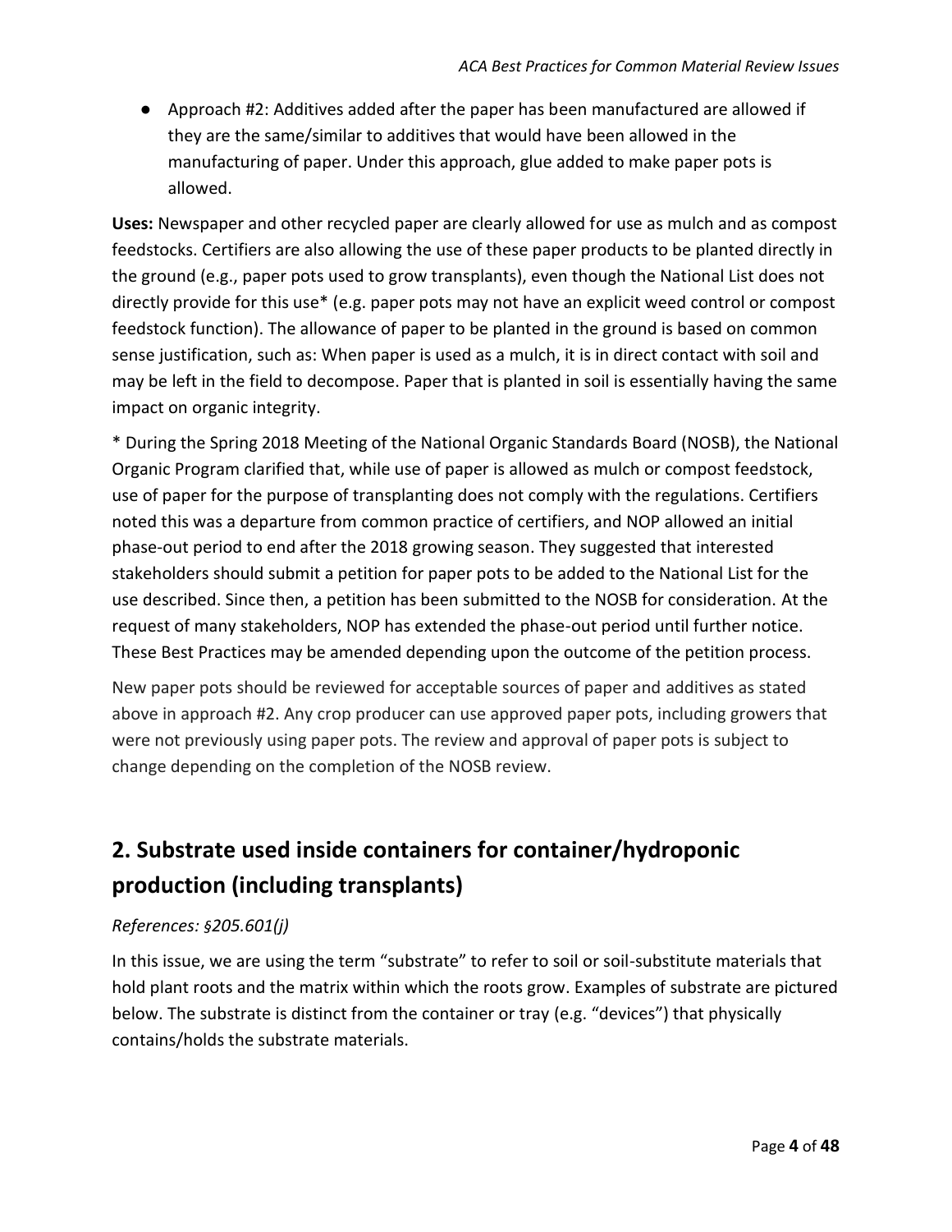- Approach #2: Additives added after the paper has been manufactured are allowed if they are the same/similar to additives that would have been allowed in the manufacturing of paper. Under this approach, glue added to make paper pots is allowed.

**Uses:** Newspaper and other recycled paper are clearly allowed for use as mulch and as compost feedstocks. Certifiers are also allowing the use of these paper products to be planted directly in the ground (e.g., paper pots used to grow transplants), even though the National List does not directly provide for this use* (e.g. paper pots may not have an explicit weed control or compost feedstock function). The allowance of paper to be planted in the ground is based on common sense justification, such as: When paper is used as a mulch, it is in direct contact with soil and may be left in the field to decompose. Paper that is planted in soil is essentially having the same impact on organic integrity.

* During the Spring 2018 Meeting of the National Organic Standards Board (NOSB), the National Organic Program clarified that, while use of paper is allowed as mulch or compost feedstock, use of paper for the purpose of transplanting does not comply with the regulations. Certifiers noted this was a departure from common practice of certifiers, and NOP allowed an initial phase-out period to end after the 2018 growing season. They suggested that interested stakeholders should submit a petition for paper pots to be added to the National List for the use described. Since then, a petition has been submitted to the NOSB for consideration. At the request of many stakeholders, NOP has extended the phase-out period until further notice. These Best Practices may be amended depending upon the outcome of the petition process.

New paper pots should be reviewed for acceptable sources of paper and additives as stated above in approach #2. Any crop producer can use approved paper pots, including growers that were not previously using paper pots. The review and approval of paper pots is subject to change depending on the completion of the NOSB review.

## 2. Substrate used inside containers for container/hydroponic production (including transplants)

*References: §205.601(j)*

In this issue, we are using the term "substrate" to refer to soil or soil-substitute materials that hold plant roots and the matrix within which the roots grow. Examples of substrate are pictured below. The substrate is distinct from the container or tray (e.g. "devices") that physically contains/holds the substrate materials.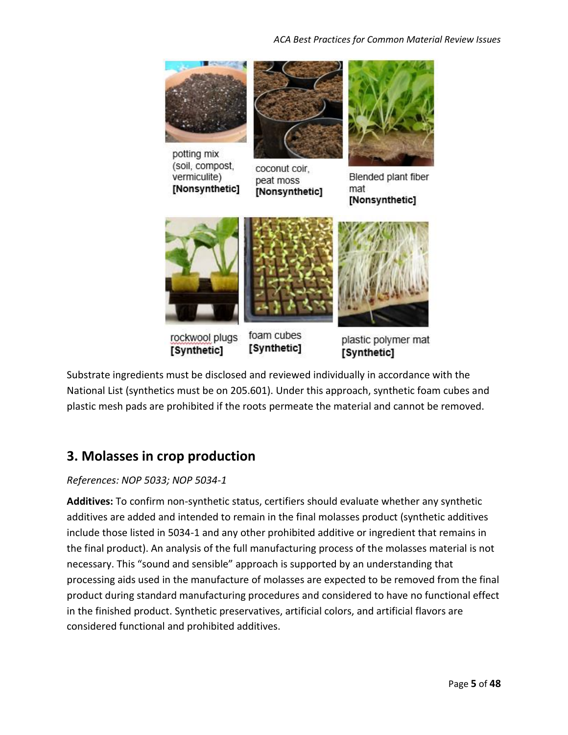potting mix (soil, compost, vermiculite) **[Nonsynthetic]**

coconut coir, peat moss **[Nonsynthetic]**

Blended plant fiber mat **[Nonsynthetic]**

rockwool plugs **[Synthetic]**

foam cubes **[Synthetic]**

plastic polymer mat **[Synthetic]**

Substrate ingredients must be disclosed and reviewed individually in accordance with the National List (synthetics must be on 205.601). Under this approach, synthetic foam cubes and plastic mesh pads are prohibited if the roots permeate the material and cannot be removed.

## 3. Molasses in crop production

*References: NOP 5033; NOP 5034-1*

**Additives:** To confirm non-synthetic status, certifiers should evaluate whether any synthetic additives are added and intended to remain in the final molasses product (synthetic additives include those listed in 5034-1 and any other prohibited additive or ingredient that remains in the final product). An analysis of the full manufacturing process of the molasses material is not necessary. This "sound and sensible" approach is supported by an understanding that processing aids used in the manufacture of molasses are expected to be removed from the final product during standard manufacturing procedures and considered to have no functional effect in the finished product. Synthetic preservatives, artificial colors, and artificial flavors are considered functional and prohibited additives.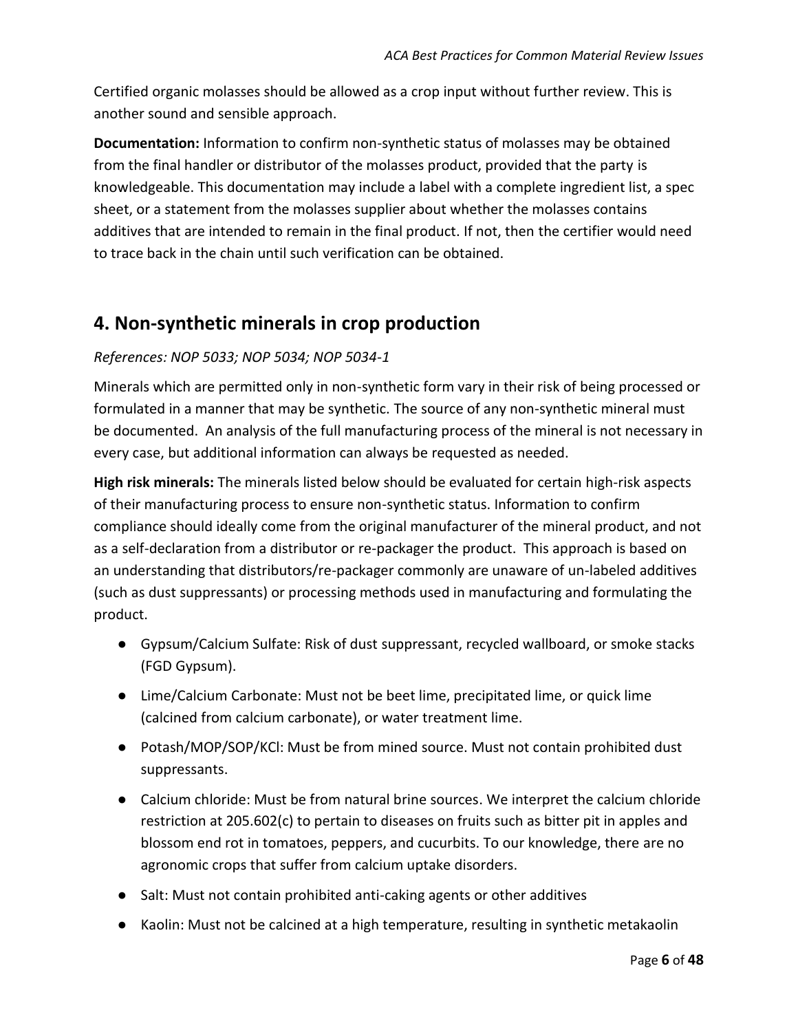Certified organic molasses should be allowed as a crop input without further review. This is another sound and sensible approach.

**Documentation:** Information to confirm non-synthetic status of molasses may be obtained from the final handler or distributor of the molasses product, provided that the party is knowledgeable. This documentation may include a label with a complete ingredient list, a spec sheet, or a statement from the molasses supplier about whether the molasses contains additives that are intended to remain in the final product. If not, then the certifier would need to trace back in the chain until such verification can be obtained.

## 4. Non-synthetic minerals in crop production

*References: NOP 5033; NOP 5034; NOP 5034-1*

Minerals which are permitted only in non-synthetic form vary in their risk of being processed or formulated in a manner that may be synthetic. The source of any non-synthetic mineral must be documented. An analysis of the full manufacturing process of the mineral is not necessary in every case, but additional information can always be requested as needed.

**High risk minerals:** The minerals listed below should be evaluated for certain high-risk aspects of their manufacturing process to ensure non-synthetic status. Information to confirm compliance should ideally come from the original manufacturer of the mineral product, and not as a self-declaration from a distributor or re-packager the product. This approach is based on an understanding that distributors/re-packager commonly are unaware of un-labeled additives (such as dust suppressants) or processing methods used in manufacturing and formulating the product.

- Gypsum/Calcium Sulfate: Risk of dust suppressant, recycled wallboard, or smoke stacks (FGD Gypsum).
- Lime/Calcium Carbonate: Must not be beet lime, precipitated lime, or quick lime (calcined from calcium carbonate), or water treatment lime.
- Potash/MOP/SOP/KCl: Must be from mined source. Must not contain prohibited dust suppressants.
- Calcium chloride: Must be from natural brine sources. We interpret the calcium chloride restriction at 205.602(c) to pertain to diseases on fruits such as bitter pit in apples and blossom end rot in tomatoes, peppers, and cucurbits. To our knowledge, there are no agronomic crops that suffer from calcium uptake disorders.
- Salt: Must not contain prohibited anti-caking agents or other additives
- Kaolin: Must not be calcined at a high temperature, resulting in synthetic metakaolin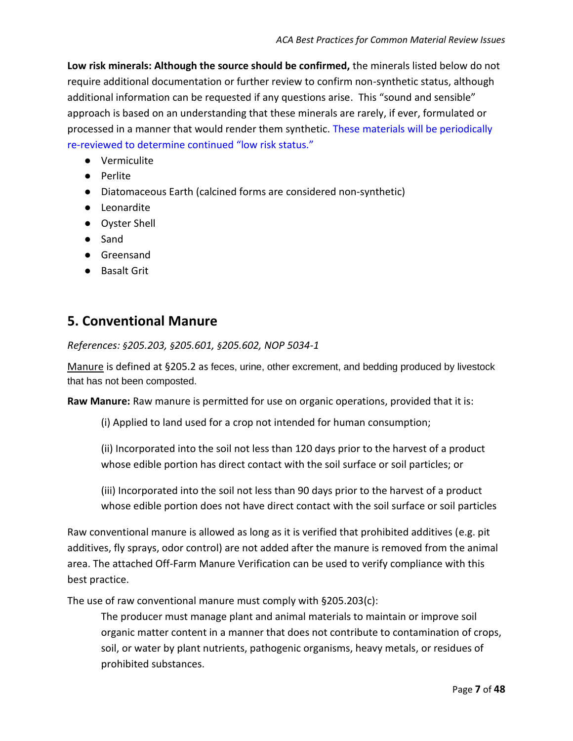**Low risk minerals: Although the source should be confirmed,** the minerals listed below do not require additional documentation or further review to confirm non-synthetic status, although additional information can be requested if any questions arise. This "sound and sensible" approach is based on an understanding that these minerals are rarely, if ever, formulated or processed in a manner that would render them synthetic. These materials will be periodically re-reviewed to determine continued "low risk status."

- Vermiculite
- Perlite
- Diatomaceous Earth (calcined forms are considered non-synthetic)
- Leonardite
- Oyster Shell
- Sand
- Greensand
- Basalt Grit

## 5. Conventional Manure

*References: §205.203, §205.601, §205.602, NOP 5034-1*

Manure is defined at §205.2 as feces, urine, other excrement, and bedding produced by livestock that has not been composted.

**Raw Manure:** Raw manure is permitted for use on organic operations, provided that it is:

> (i) Applied to land used for a crop not intended for human consumption;
>
> (ii) Incorporated into the soil not less than 120 days prior to the harvest of a product whose edible portion has direct contact with the soil surface or soil particles; or
>
> (iii) Incorporated into the soil not less than 90 days prior to the harvest of a product whose edible portion does not have direct contact with the soil surface or soil particles

Raw conventional manure is allowed as long as it is verified that prohibited additives (e.g. pit additives, fly sprays, odor control) are not added after the manure is removed from the animal area. The attached Off-Farm Manure Verification can be used to verify compliance with this best practice.

The use of raw conventional manure must comply with §205.203(c):

> The producer must manage plant and animal materials to maintain or improve soil organic matter content in a manner that does not contribute to contamination of crops, soil, or water by plant nutrients, pathogenic organisms, heavy metals, or residues of prohibited substances.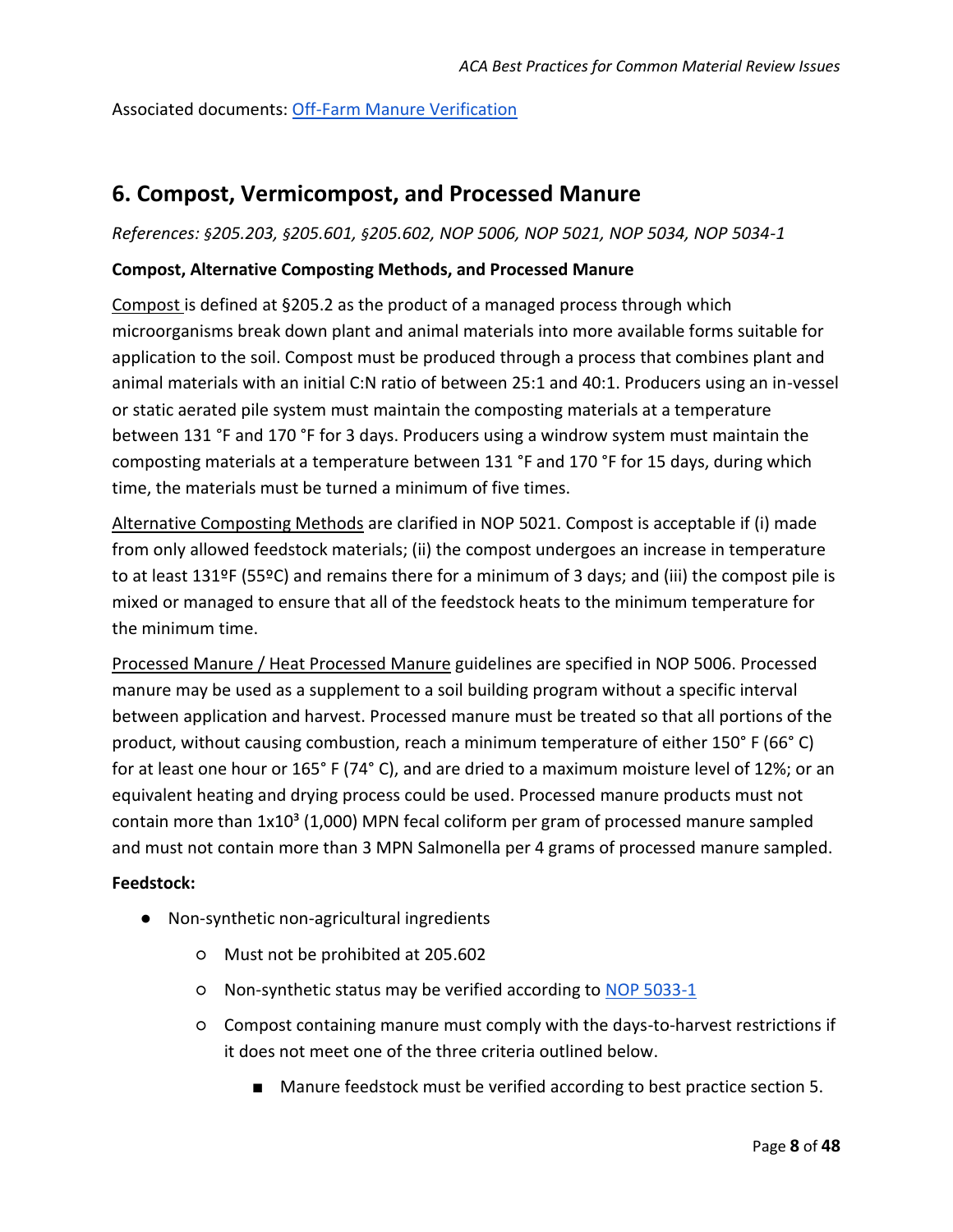Associated documents: [Off-Farm Manure Verification]

## 6. Compost, Vermicompost, and Processed Manure

*References: §205.203, §205.601, §205.602, NOP 5006, NOP 5021, NOP 5034, NOP 5034-1*

**Compost, Alternative Composting Methods, and Processed Manure**

Compost is defined at §205.2 as the product of a managed process through which microorganisms break down plant and animal materials into more available forms suitable for application to the soil. Compost must be produced through a process that combines plant and animal materials with an initial C:N ratio of between 25:1 and 40:1. Producers using an in-vessel or static aerated pile system must maintain the composting materials at a temperature between 131 °F and 170 °F for 3 days. Producers using a window system must maintain the composting materials at a temperature between 131 °F and 170 °F for 15 days, during which time, the materials must be turned a minimum of five times.

Alternative Composting Methods are clarified in NOP 5021. Compost is acceptable if (i) made from only allowed feedstock materials; (ii) the compost undergoes an increase in temperature to at least 131ºF (55ºC) and remains there for a minimum of 3 days; and (iii) the compost pile is mixed or managed to ensure that all of the feedstock heats to the minimum temperature for the minimum time.

Processed Manure / Heat Processed Manure guidelines are specified in NOP 5006. Processed manure may be used as a supplement to a soil building program without a specific interval between application and harvest. Processed manure must be treated so that all portions of the product, without causing combustion, reach a minimum temperature of either 150° F (66° C) for at least one hour or 165° F (74° C), and are dried to a maximum moisture level of 12%; or an equivalent heating and drying process could be used. Processed manure products must not contain more than $1x10^3$ (1,000) MPN fecal coliform per gram of processed manure sampled and must not contain more than 3 MPN Salmonella per 4 grams of processed manure sampled.

**Feedstock:**

- Non-synthetic non-agricultural ingredients
  - Must not be prohibited at 205.602
  - Non-synthetic status may be verified according to [NOP 5033-1]
  - Compost containing manure must comply with the days-to-harvest restrictions if it does not meet one of the three criteria outlined below.
    - Manure feedstock must be verified according to best practice section 5.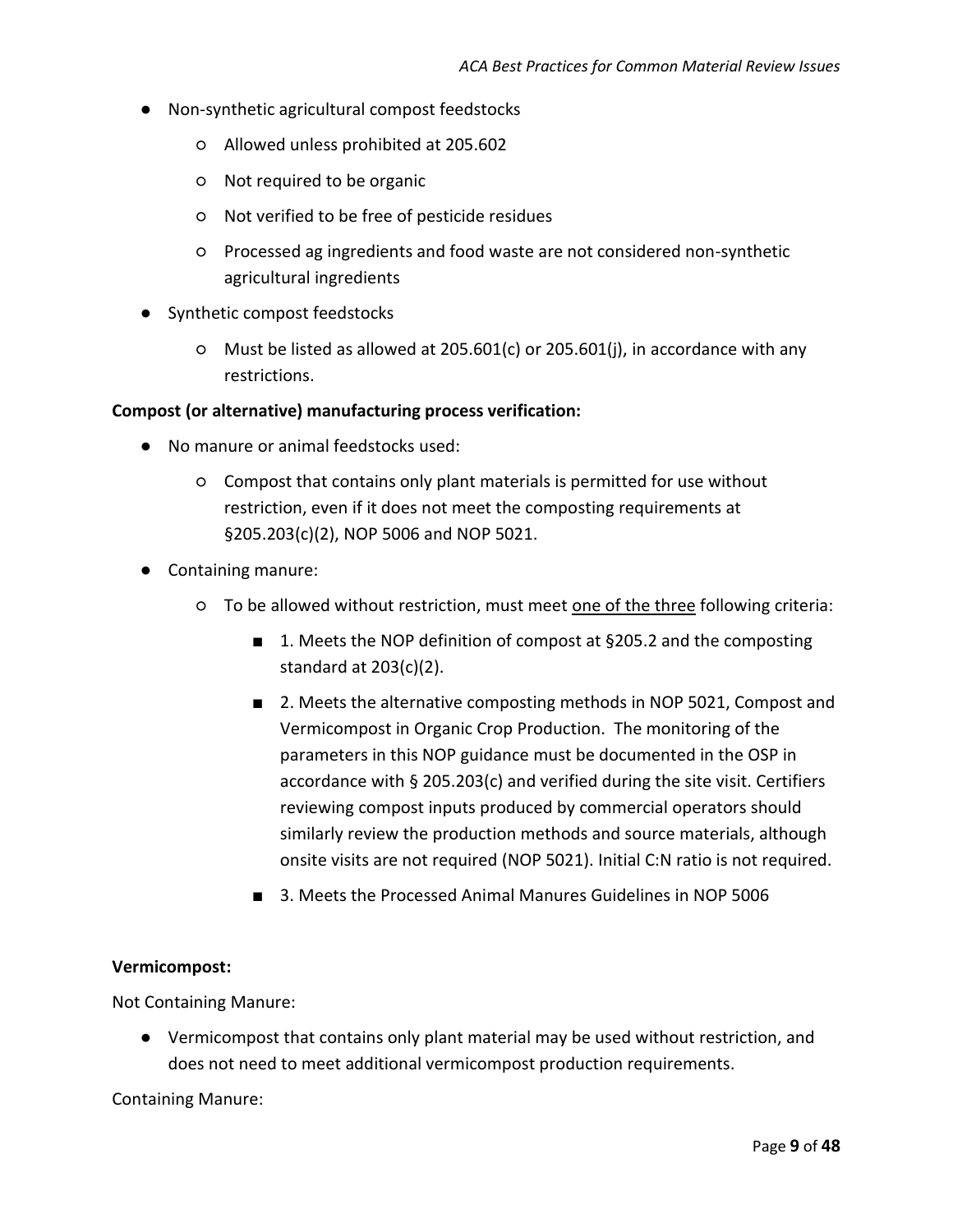- Non-synthetic agricultural compost feedstocks
  - Allowed unless prohibited at 205.602
  - Not required to be organic
  - Not verified to be free of pesticide residues
  - Processed ag ingredients and food waste are not considered non-synthetic agricultural ingredients
- Synthetic compost feedstocks
  - Must be listed as allowed at 205.601(c) or 205.601(j), in accordance with any restrictions.

**Compost (or alternative) manufacturing process verification:**

- No manure or animal feedstocks used:
  - Compost that contains only plant materials is permitted for use without restriction, even if it does not meet the composting requirements at §205.203(c)(2), NOP 5006 and NOP 5021.
- Containing manure:
  - To be allowed without restriction, must meet <u>one of the three</u> following criteria:
    - 1. Meets the NOP definition of compost at §205.2 and the composting standard at 203(c)(2).
    - 2. Meets the alternative composting methods in NOP 5021, Compost and Vermicompost in Organic Crop Production. The monitoring of the parameters in this NOP guidance must be documented in the OSP in accordance with § 205.203(c) and verified during the site visit. Certifiers reviewing compost inputs produced by commercial operators should similarly review the production methods and source materials, although onsite visits are not required (NOP 5021). Initial C:N ratio is not required.
    - 3. Meets the Processed Animal Manures Guidelines in NOP 5006

**Vermicompost:**

Not Containing Manure:

- Vermicompost that contains only plant material may be used without restriction, and does not need to meet additional vermicompost production requirements.

Containing Manure: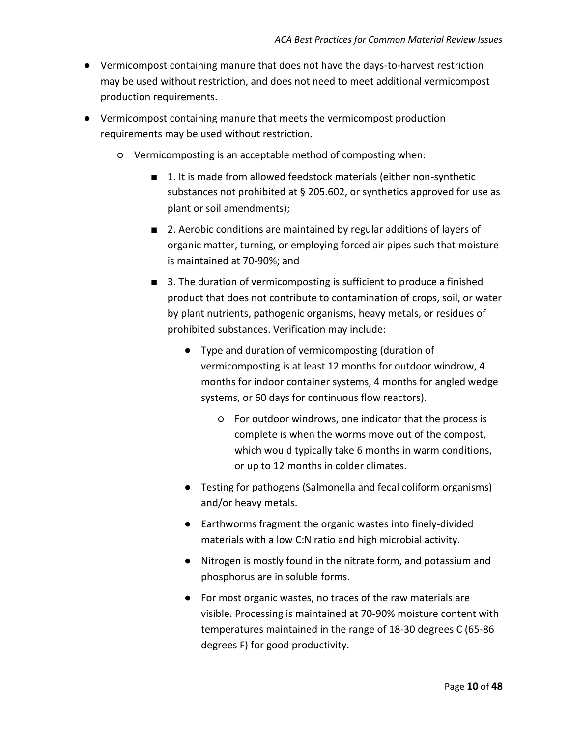- Vermicompost containing manure that does not have the days-to-harvest restriction may be used without restriction, and does not need to meet additional vermicompost production requirements.
- Vermicompost containing manure that meets the vermicompost production requirements may be used without restriction.
  - Vermicomposting is an acceptable method of composting when:
    - 1. It is made from allowed feedstock materials (either non-synthetic substances not prohibited at § 205.602, or synthetics approved for use as plant or soil amendments);
    - 2. Aerobic conditions are maintained by regular additions of layers of organic matter, turning, or employing forced air pipes such that moisture is maintained at 70-90%; and
    - 3. The duration of vermicomposting is sufficient to produce a finished product that does not contribute to contamination of crops, soil, or water by plant nutrients, pathogenic organisms, heavy metals, or residues of prohibited substances. Verification may include:
      - Type and duration of vermicomposting (duration of vermicomposting is at least 12 months for outdoor windrow, 4 months for indoor container systems, 4 months for angled wedge systems, or 60 days for continuous flow reactors).
        - For outdoor windrows, one indicator that the process is complete is when the worms move out of the compost, which would typically take 6 months in warm conditions, or up to 12 months in colder climates.
      - Testing for pathogens (Salmonella and fecal coliform organisms) and/or heavy metals.
      - Earthworms fragment the organic wastes into finely-divided materials with a low C:N ratio and high microbial activity.
      - Nitrogen is mostly found in the nitrate form, and potassium and phosphorus are in soluble forms.
      - For most organic wastes, no traces of the raw materials are visible. Processing is maintained at 70-90% moisture content with temperatures maintained in the range of 18-30 degrees C (65-86 degrees F) for good productivity.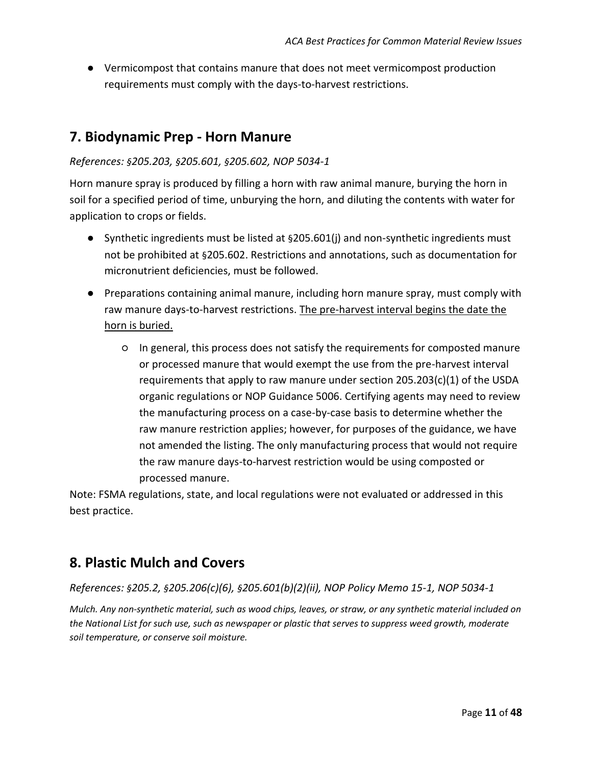- Vermicompost that contains manure that does not meet vermicompost production requirements must comply with the days-to-harvest restrictions.

## 7. Biodynamic Prep - Horn Manure

*References: §205.203, §205.601, §205.602, NOP 5034-1*

Horn manure spray is produced by filling a horn with raw animal manure, burying the horn in soil for a specified period of time, unburying the horn, and diluting the contents with water for application to crops or fields.

- Synthetic ingredients must be listed at §205.601(j) and non-synthetic ingredients must not be prohibited at §205.602. Restrictions and annotations, such as documentation for micronutrient deficiencies, must be followed.
- Preparations containing animal manure, including horn manure spray, must comply with raw manure days-to-harvest restrictions. <u>The pre-harvest interval begins the date the horn is buried.</u>
    - In general, this process does not satisfy the requirements for composted manure or processed manure that would exempt the use from the pre-harvest interval requirements that apply to raw manure under section 205.203(c)(1) of the USDA organic regulations or NOP Guidance 5006. Certifying agents may need to review the manufacturing process on a case-by-case basis to determine whether the raw manure restriction applies; however, for purposes of the guidance, we have not amended the listing. The only manufacturing process that would not require the raw manure days-to-harvest restriction would be using composted or processed manure.

Note: FSMA regulations, state, and local regulations were not evaluated or addressed in this best practice.

## 8. Plastic Mulch and Covers

*References: §205.2, §205.206(c)(6), §205.601(b)(2)(ii), NOP Policy Memo 15-1, NOP 5034-1*

*Mulch. Any non-synthetic material, such as wood chips, leaves, or straw, or any synthetic material included on the National List for such use, such as newspaper or plastic that serves to suppress weed growth, moderate soil temperature, or conserve soil moisture.*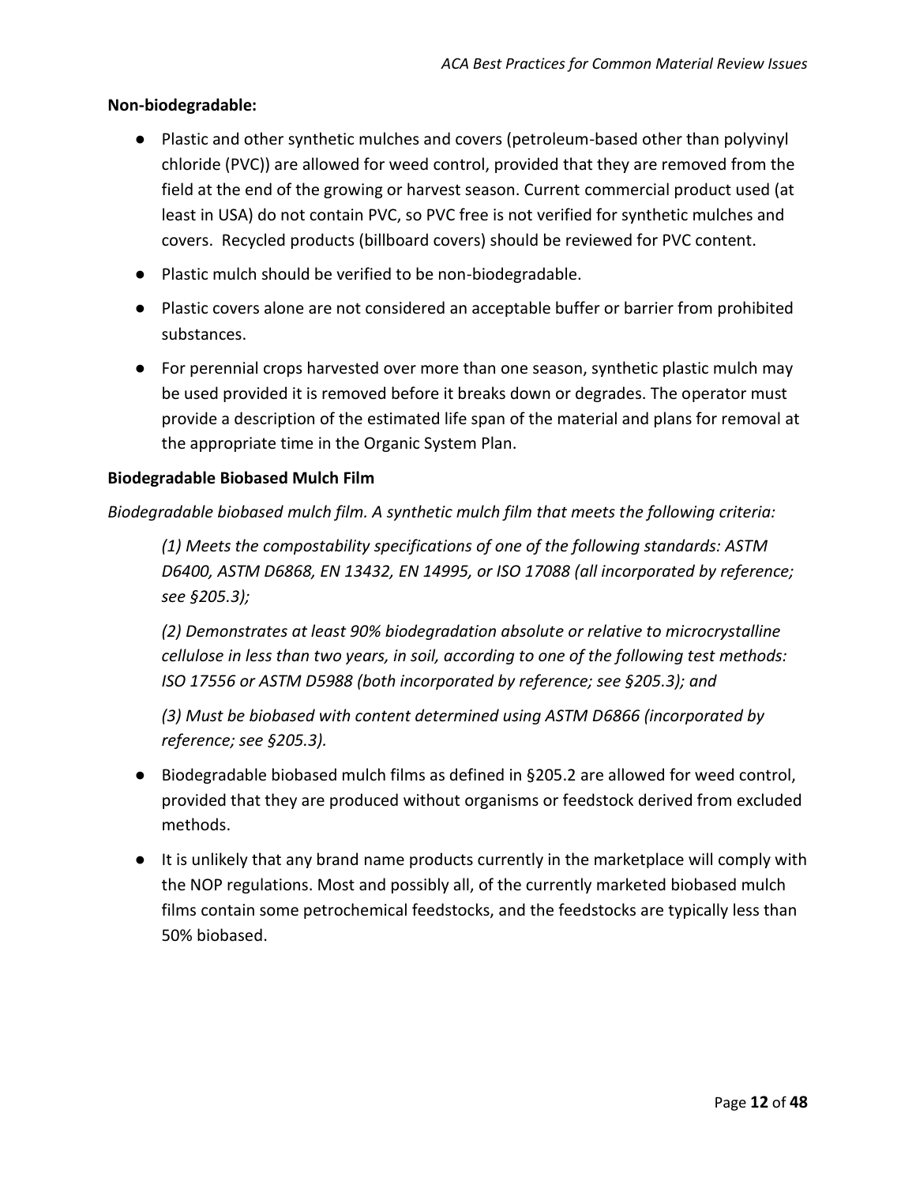**Non-biodegradable:**

- Plastic and other synthetic mulches and covers (petroleum-based other than polyvinyl chloride (PVC)) are allowed for weed control, provided that they are removed from the field at the end of the growing or harvest season. Current commercial product used (at least in USA) do not contain PVC, so PVC free is not verified for synthetic mulches and covers. Recycled products (billboard covers) should be reviewed for PVC content.
- Plastic mulch should be verified to be non-biodegradable.
- Plastic covers alone are not considered an acceptable buffer or barrier from prohibited substances.
- For perennial crops harvested over more than one season, synthetic plastic mulch may be used provided it is removed before it breaks down or degrades. The operator must provide a description of the estimated life span of the material and plans for removal at the appropriate time in the Organic System Plan.

**Biodegradable Biobased Mulch Film**

*Biodegradable biobased mulch film. A synthetic mulch film that meets the following criteria:*

> *(1) Meets the compostability specifications of one of the following standards: ASTM D6400, ASTM D6868, EN 13432, EN 14995, or ISO 17088 (all incorporated by reference; see §205.3);*
>
> *(2) Demonstrates at least 90% biodegradation absolute or relative to microcrystalline cellulose in less than two years, in soil, according to one of the following test methods: ISO 17556 or ASTM D5988 (both incorporated by reference; see §205.3); and*
>
> *(3) Must be biobased with content determined using ASTM D6866 (incorporated by reference; see §205.3).*

- Biodegradable biobased mulch films as defined in §205.2 are allowed for weed control, provided that they are produced without organisms or feedstock derived from excluded methods.
- It is unlikely that any brand name products currently in the marketplace will comply with the NOP regulations. Most and possibly all, of the currently marketed biobased mulch films contain some petrochemical feedstocks, and the feedstocks are typically less than 50% biobased.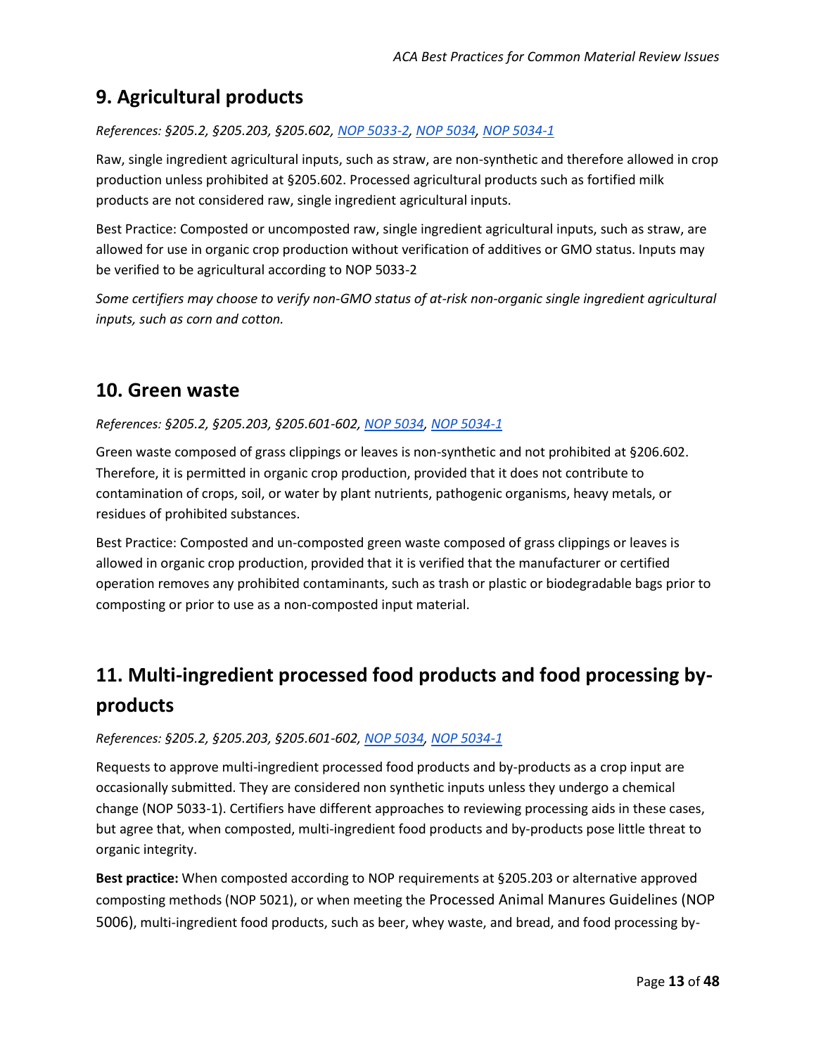## 9. Agricultural products

*References: §205.2, §205.203, §205.602, NOP 5033-2, NOP 5034, NOP 5034-1*

Raw, single ingredient agricultural inputs, such as straw, are non-synthetic and therefore allowed in crop production unless prohibited at §205.602. Processed agricultural products such as fortified milk products are not considered raw, single ingredient agricultural inputs.

Best Practice: Composted or uncomposted raw, single ingredient agricultural inputs, such as straw, are allowed for use in organic crop production without verification of additives or GMO status. Inputs may be verified to be agricultural according to NOP 5033-2

*Some certifiers may choose to verify non-GMO status of at-risk non-organic single ingredient agricultural inputs, such as corn and cotton.*

## 10. Green waste

*References: §205.2, §205.203, §205.601-602, NOP 5034, NOP 5034-1*

Green waste composed of grass clippings or leaves is non-synthetic and not prohibited at §206.602. Therefore, it is permitted in organic crop production, provided that it does not contribute to contamination of crops, soil, or water by plant nutrients, pathogenic organisms, heavy metals, or residues of prohibited substances.

Best Practice: Composted and un-composted green waste composed of grass clippings or leaves is allowed in organic crop production, provided that it is verified that the manufacturer or certified operation removes any prohibited contaminants, such as trash or plastic or biodegradable bags prior to composting or prior to use as a non-composted input material.

## 11. Multi-ingredient processed food products and food processing by-products

*References: §205.2, §205.203, §205.601-602, NOP 5034, NOP 5034-1*

Requests to approve multi-ingredient processed food products and by-products as a crop input are occasionally submitted. They are considered non synthetic inputs unless they undergo a chemical change (NOP 5033-1). Certifiers have different approaches to reviewing processing aids in these cases, but agree that, when composted, multi-ingredient food products and by-products pose little threat to organic integrity.

**Best practice:** When composted according to NOP requirements at §205.203 or alternative approved composting methods (NOP 5021), or when meeting the Processed Animal Manures Guidelines (NOP 5006), multi-ingredient food products, such as beer, whey waste, and bread, and food processing by-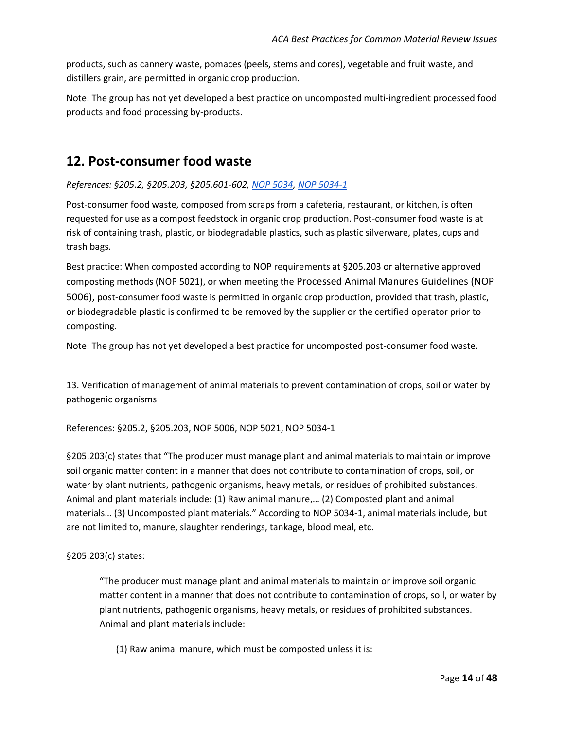products, such as cannery waste, pomaces (peels, stems and cores), vegetable and fruit waste, and distillers grain, are permitted in organic crop production.

Note: The group has not yet developed a best practice on uncomposted multi-ingredient processed food products and food processing by-products.

## 12. Post-consumer food waste

*References: §205.2, §205.203, §205.601-602, NOP 5034, NOP 5034-1*

Post-consumer food waste, composed from scraps from a cafeteria, restaurant, or kitchen, is often requested for use as a compost feedstock in organic crop production. Post-consumer food waste is at risk of containing trash, plastic, or biodegradable plastics, such as plastic silverware, plates, cups and trash bags.

Best practice: When composted according to NOP requirements at §205.203 or alternative approved composting methods (NOP 5021), or when meeting the Processed Animal Manures Guidelines (NOP 5006), post-consumer food waste is permitted in organic crop production, provided that trash, plastic, or biodegradable plastic is confirmed to be removed by the supplier or the certified operator prior to composting.

Note: The group has not yet developed a best practice for uncomposted post-consumer food waste.

13. Verification of management of animal materials to prevent contamination of crops, soil or water by pathogenic organisms

References: §205.2, §205.203, NOP 5006, NOP 5021, NOP 5034-1

§205.203(c) states that "The producer must manage plant and animal materials to maintain or improve soil organic matter content in a manner that does not contribute to contamination of crops, soil, or water by plant nutrients, pathogenic organisms, heavy metals, or residues of prohibited substances. Animal and plant materials include: (1) Raw animal manure,… (2) Composted plant and animal materials… (3) Uncomposted plant materials." According to NOP 5034-1, animal materials include, but are not limited to, manure, slaughter renderings, tankage, blood meal, etc.

§205.203(c) states:

> "The producer must manage plant and animal materials to maintain or improve soil organic matter content in a manner that does not contribute to contamination of crops, soil, or water by plant nutrients, pathogenic organisms, heavy metals, or residues of prohibited substances. Animal and plant materials include:
>
> (1) Raw animal manure, which must be composted unless it is: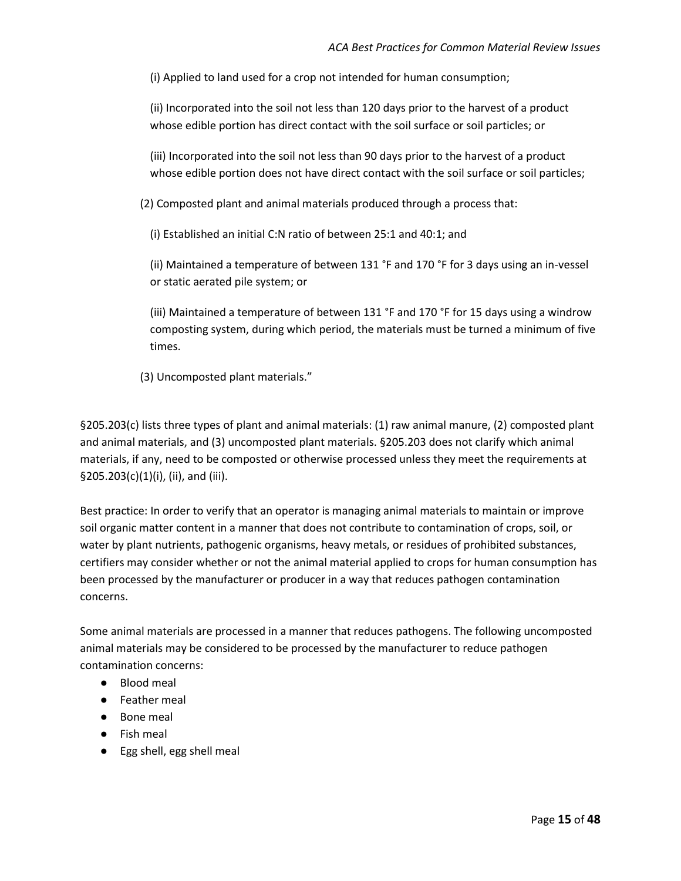(i) Applied to land used for a crop not intended for human consumption;

(ii) Incorporated into the soil not less than 120 days prior to the harvest of a product whose edible portion has direct contact with the soil surface or soil particles; or

(iii) Incorporated into the soil not less than 90 days prior to the harvest of a product whose edible portion does not have direct contact with the soil surface or soil particles;

(2) Composted plant and animal materials produced through a process that:

(i) Established an initial C:N ratio of between 25:1 and 40:1; and

(ii) Maintained a temperature of between 131 °F and 170 °F for 3 days using an in-vessel or static aerated pile system; or

(iii) Maintained a temperature of between 131 °F and 170 °F for 15 days using a windrow composting system, during which period, the materials must be turned a minimum of five times.

(3) Uncomposted plant materials."

§205.203(c) lists three types of plant and animal materials: (1) raw animal manure, (2) composted plant and animal materials, and (3) uncomposted plant materials. §205.203 does not clarify which animal materials, if any, need to be composted or otherwise processed unless they meet the requirements at §205.203(c)(1)(i), (ii), and (iii).

Best practice: In order to verify that an operator is managing animal materials to maintain or improve soil organic matter content in a manner that does not contribute to contamination of crops, soil, or water by plant nutrients, pathogenic organisms, heavy metals, or residues of prohibited substances, certifiers may consider whether or not the animal material applied to crops for human consumption has been processed by the manufacturer or producer in a way that reduces pathogen contamination concerns.

Some animal materials are processed in a manner that reduces pathogens. The following uncomposted animal materials may be considered to be processed by the manufacturer to reduce pathogen contamination concerns:

- Blood meal
- Feather meal
- Bone meal
- Fish meal
- Egg shell, egg shell meal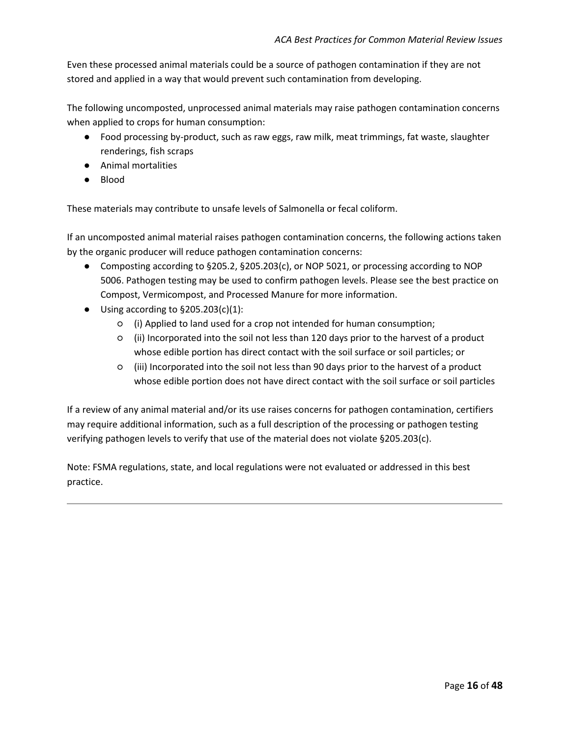Even these processed animal materials could be a source of pathogen contamination if they are not stored and applied in a way that would prevent such contamination from developing.

The following uncomposted, unprocessed animal materials may raise pathogen contamination concerns when applied to crops for human consumption:

- Food processing by-product, such as raw eggs, raw milk, meat trimmings, fat waste, slaughter renderings, fish scraps
- Animal mortalities
- Blood

These materials may contribute to unsafe levels of Salmonella or fecal coliform.

If an uncomposted animal material raises pathogen contamination concerns, the following actions taken by the organic producer will reduce pathogen contamination concerns:

- Composting according to §205.2, §205.203(c), or NOP 5021, or processing according to NOP 5006. Pathogen testing may be used to confirm pathogen levels. Please see the best practice on Compost, Vermicompost, and Processed Manure for more information.
- Using according to §205.203(c)(1):
  - (i) Applied to land used for a crop not intended for human consumption;
  - (ii) Incorporated into the soil not less than 120 days prior to the harvest of a product whose edible portion has direct contact with the soil surface or soil particles; or
  - (iii) Incorporated into the soil not less than 90 days prior to the harvest of a product whose edible portion does not have direct contact with the soil surface or soil particles

If a review of any animal material and/or its use raises concerns for pathogen contamination, certifiers may require additional information, such as a full description of the processing or pathogen testing verifying pathogen levels to verify that use of the material does not violate §205.203(c).

Note: FSMA regulations, state, and local regulations were not evaluated or addressed in this best practice.

---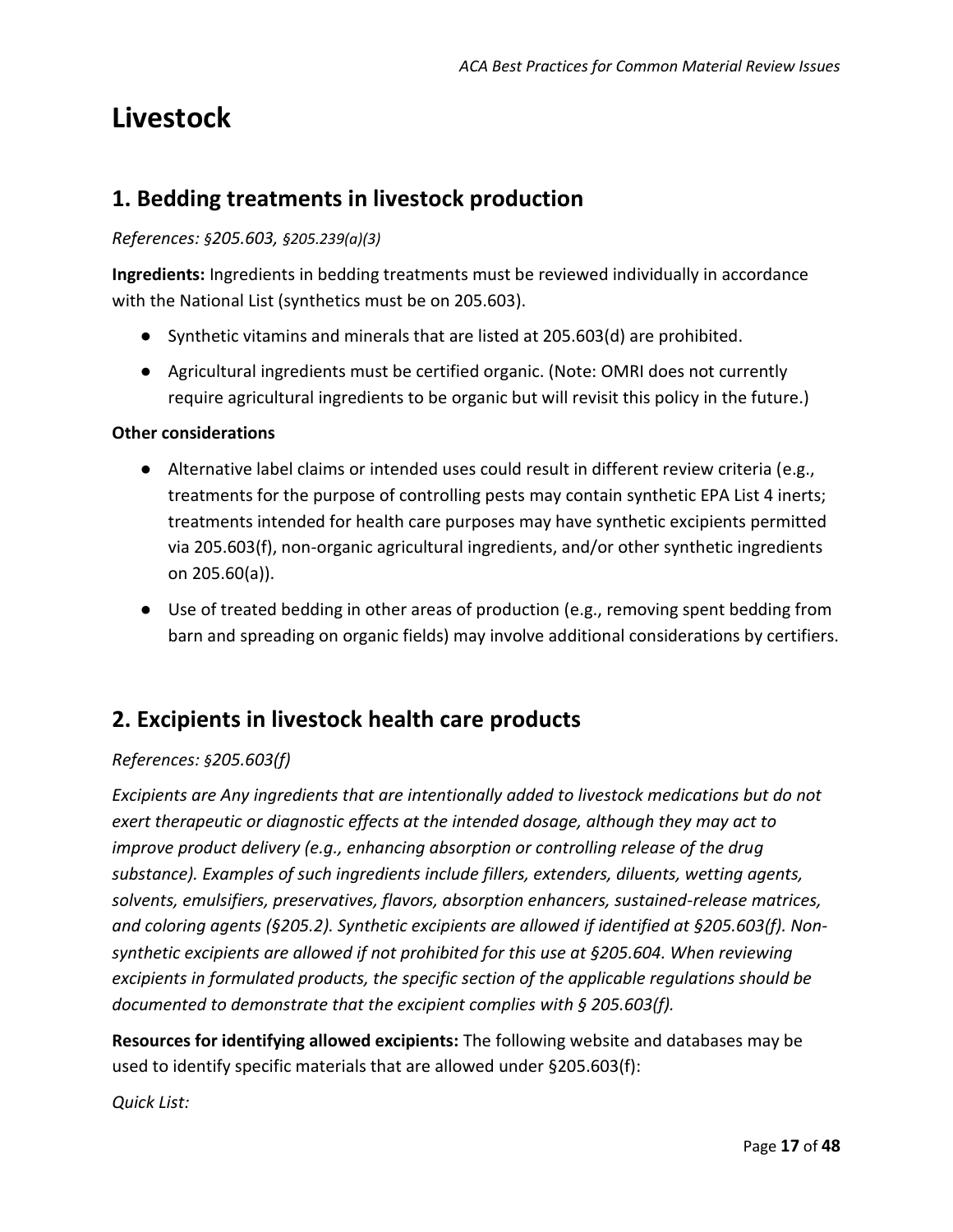# Livestock

## 1. Bedding treatments in livestock production

*References: §205.603, §205.239(a)(3)*

**Ingredients:** Ingredients in bedding treatments must be reviewed individually in accordance with the National List (synthetics must be on 205.603).

- Synthetic vitamins and minerals that are listed at 205.603(d) are prohibited.
- Agricultural ingredients must be certified organic. (Note: OMRI does not currently require agricultural ingredients to be organic but will revisit this policy in the future.)

**Other considerations**

- Alternative label claims or intended uses could result in different review criteria (e.g., treatments for the purpose of controlling pests may contain synthetic EPA List 4 inerts; treatments intended for health care purposes may have synthetic excipients permitted via 205.603(f), non-organic agricultural ingredients, and/or other synthetic ingredients on 205.60(a)).
- Use of treated bedding in other areas of production (e.g., removing spent bedding from barn and spreading on organic fields) may involve additional considerations by certifiers.

## 2. Excipients in livestock health care products

*References: §205.603(f)*

*Excipients are Any ingredients that are intentionally added to livestock medications but do not exert therapeutic or diagnostic effects at the intended dosage, although they may act to improve product delivery (e.g., enhancing absorption or controlling release of the drug substance). Examples of such ingredients include fillers, extenders, diluents, wetting agents, solvents, emulsifiers, preservatives, flavors, absorption enhancers, sustained-release matrices, and coloring agents (§205.2). Synthetic excipients are allowed if identified at §205.603(f). Non-synthetic excipients are allowed if not prohibited for this use at §205.604. When reviewing excipients in formulated products, the specific section of the applicable regulations should be documented to demonstrate that the excipient complies with § 205.603(f).*

**Resources for identifying allowed excipients:** The following website and databases may be used to identify specific materials that are allowed under §205.603(f):

*Quick List:*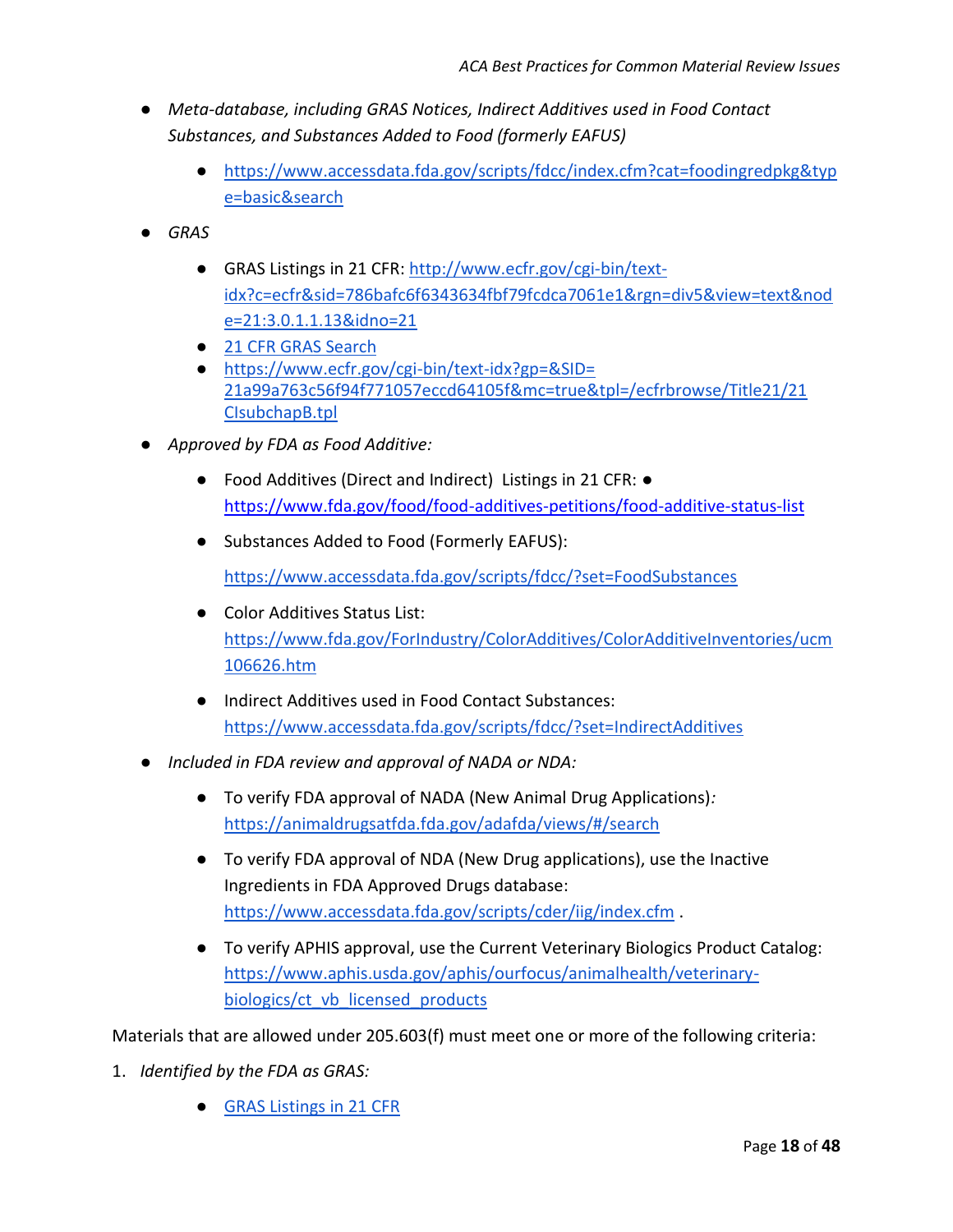- *Meta-database, including GRAS Notices, Indirect Additives used in Food Contact Substances, and Substances Added to Food (formerly EAFUS)*
    - https://www.accessdata.fda.gov/scripts/fdcc/index.cfm?cat=foodingredpkg&type=basic&search
- *GRAS*
    - GRAS Listings in 21 CFR: http://www.ecfr.gov/cgi-bin/text-idx?c=ecfr&sid=786bafc6f6343634fbf79fcdca7061e1&rgn=div5&view=text&node=21:3.0.1.1.13&idno=21
    - 21 CFR GRAS Search
    - https://www.ecfr.gov/cgi-bin/text-idx?gp=&SID=21a99a763c56f94f771057eccd64105f&mc=true&tpl=/ecfrbrowse/Title21/21CIsubchapB.tpl
- *Approved by FDA as Food Additive:*
    - Food Additives (Direct and Indirect) Listings in 21 CFR: ● https://www.fda.gov/food/food-additives-petitions/food-additive-status-list
    - Substances Added to Food (Formerly EAFUS):

      https://www.accessdata.fda.gov/scripts/fdcc/?set=FoodSubstances
    - Color Additives Status List: https://www.fda.gov/ForIndustry/ColorAdditives/ColorAdditiveInventories/ucm106626.htm
    - Indirect Additives used in Food Contact Substances: https://www.accessdata.fda.gov/scripts/fdcc/?set=IndirectAdditives
- *Included in FDA review and approval of NADA or NDA:*
    - To verify FDA approval of NADA (New Animal Drug Applications)*:* https://animaldrugsatfda.fda.gov/adafda/views/#/search
    - To verify FDA approval of NDA (New Drug applications), use the Inactive Ingredients in FDA Approved Drugs database: https://www.accessdata.fda.gov/scripts/cder/iig/index.cfm .
    - To verify APHIS approval, use the Current Veterinary Biologics Product Catalog: https://www.aphis.usda.gov/aphis/ourfocus/animalhealth/veterinary-biologics/ct_vb_licensed_products

Materials that are allowed under 205.603(f) must meet one or more of the following criteria:

1. *Identified by the FDA as GRAS:*
    - GRAS Listings in 21 CFR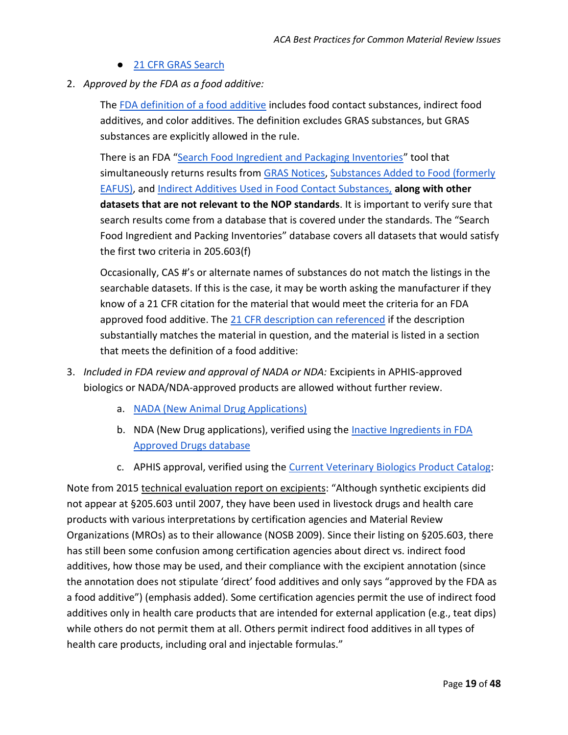- 21 CFR GRAS Search

2. *Approved by the FDA as a food additive:*

   The FDA definition of a food additive includes food contact substances, indirect food additives, and color additives. The definition excludes GRAS substances, but GRAS substances are explicitly allowed in the rule.

   There is an FDA "Search Food Ingredient and Packaging Inventories" tool that simultaneously returns results from GRAS Notices, Substances Added to Food (formerly EAFUS), and Indirect Additives Used in Food Contact Substances, **along with other datasets that are not relevant to the NOP standards**. It is important to verify sure that search results come from a database that is covered under the standards. The "Search Food Ingredient and Packing Inventories" database covers all datasets that would satisfy the first two criteria in 205.603(f)

   Occasionally, CAS #'s or alternate names of substances do not match the listings in the searchable datasets. If this is the case, it may be worth asking the manufacturer if they know of a 21 CFR citation for the material that would meet the criteria for an FDA approved food additive. The 21 CFR description can referenced if the description substantially matches the material in question, and the material is listed in a section that meets the definition of a food additive:

3. *Included in FDA review and approval of NADA or NDA:* Excipients in APHIS-approved biologics or NADA/NDA-approved products are allowed without further review.

   a. NADA (New Animal Drug Applications)
   b. NDA (New Drug applications), verified using the Inactive Ingredients in FDA Approved Drugs database
   c. APHIS approval, verified using the Current Veterinary Biologics Product Catalog:

Note from 2015 technical evaluation report on excipients: "Although synthetic excipients did not appear at §205.603 until 2007, they have been used in livestock drugs and health care products with various interpretations by certification agencies and Material Review Organizations (MROs) as to their allowance (NOSB 2009). Since their listing on §205.603, there has still been some confusion among certification agencies about direct vs. indirect food additives, how those may be used, and their compliance with the excipient annotation (since the annotation does not stipulate 'direct' food additives and only says "approved by the FDA as a food additive") (emphasis added). Some certification agencies permit the use of indirect food additives only in health care products that are intended for external application (e.g., teat dips) while others do not permit them at all. Others permit indirect food additives in all types of health care products, including oral and injectable formulas."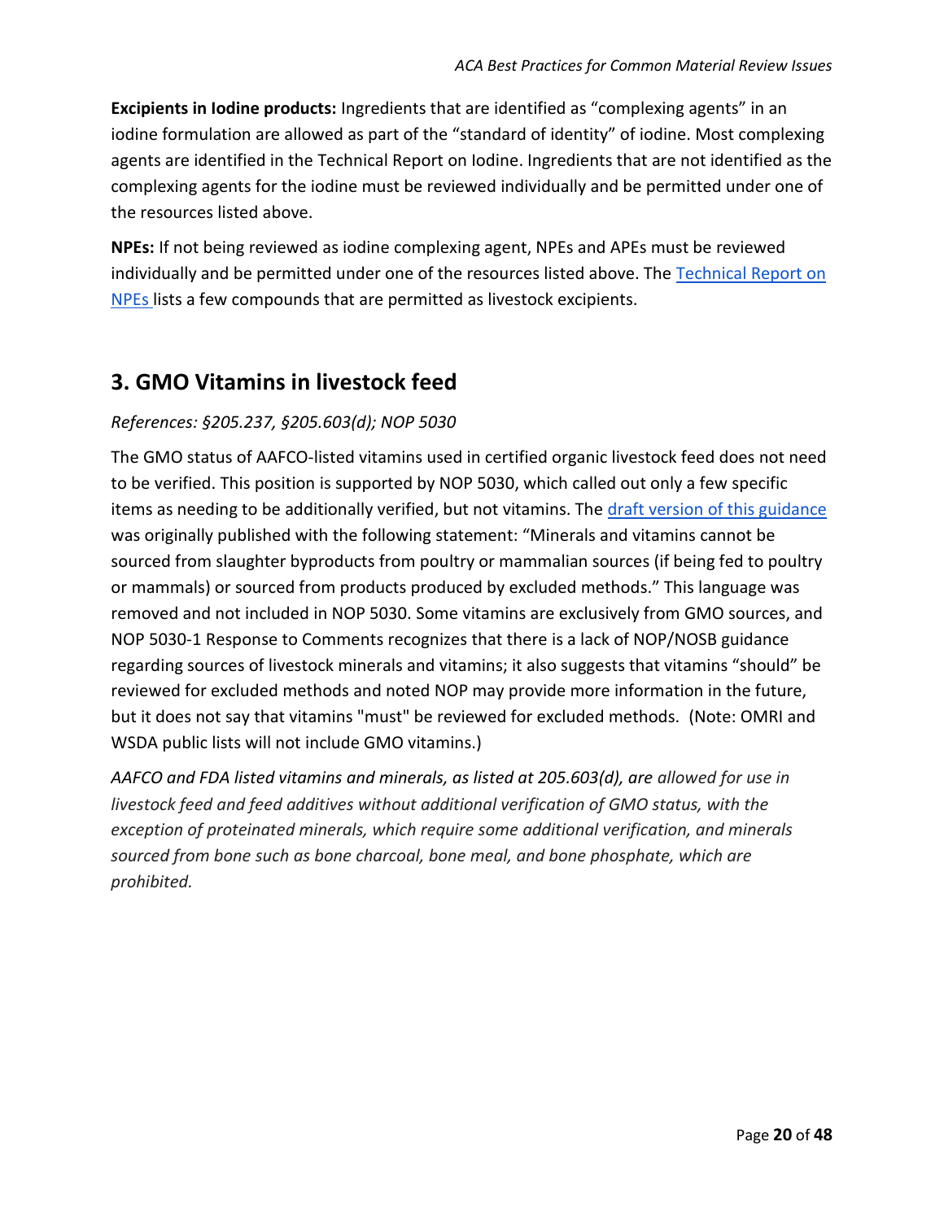**Excipients in Iodine products:** Ingredients that are identified as "complexing agents" in an iodine formulation are allowed as part of the "standard of identity" of iodine. Most complexing agents are identified in the Technical Report on Iodine. Ingredients that are not identified as the complexing agents for the iodine must be reviewed individually and be permitted under one of the resources listed above.

**NPEs:** If not being reviewed as iodine complexing agent, NPEs and APEs must be reviewed individually and be permitted under one of the resources listed above. The Technical Report on NPEs lists a few compounds that are permitted as livestock excipients.

## 3. GMO Vitamins in livestock feed

*References: §205.237, §205.603(d); NOP 5030*

The GMO status of AAFCO-listed vitamins used in certified organic livestock feed does not need to be verified. This position is supported by NOP 5030, which called out only a few specific items as needing to be additionally verified, but not vitamins. The draft version of this guidance was originally published with the following statement: "Minerals and vitamins cannot be sourced from slaughter byproducts from poultry or mammalian sources (if being fed to poultry or mammals) or sourced from products produced by excluded methods." This language was removed and not included in NOP 5030. Some vitamins are exclusively from GMO sources, and NOP 5030-1 Response to Comments recognizes that there is a lack of NOP/NOSB guidance regarding sources of livestock minerals and vitamins; it also suggests that vitamins "should" be reviewed for excluded methods and noted NOP may provide more information in the future, but it does not say that vitamins "must" be reviewed for excluded methods. (Note: OMRI and WSDA public lists will not include GMO vitamins.)

*AAFCO and FDA listed vitamins and minerals, as listed at 205.603(d), are allowed for use in livestock feed and feed additives without additional verification of GMO status, with the exception of proteinated minerals, which require some additional verification, and minerals sourced from bone such as bone charcoal, bone meal, and bone phosphate, which are prohibited.*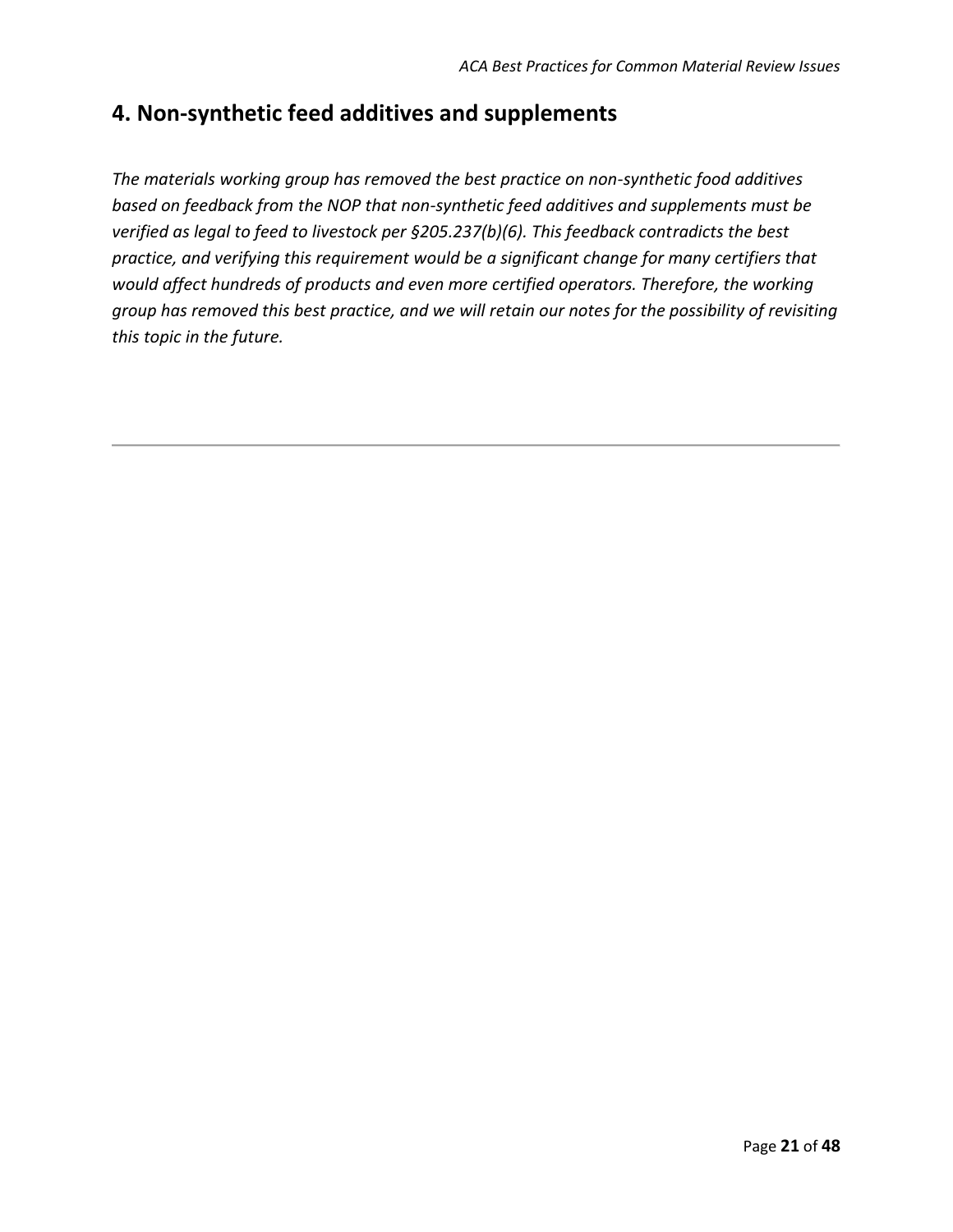## 4. Non-synthetic feed additives and supplements

*The materials working group has removed the best practice on non-synthetic food additives based on feedback from the NOP that non-synthetic feed additives and supplements must be verified as legal to feed to livestock per §205.237(b)(6). This feedback contradicts the best practice, and verifying this requirement would be a significant change for many certifiers that would affect hundreds of products and even more certified operators. Therefore, the working group has removed this best practice, and we will retain our notes for the possibility of revisiting this topic in the future.*

---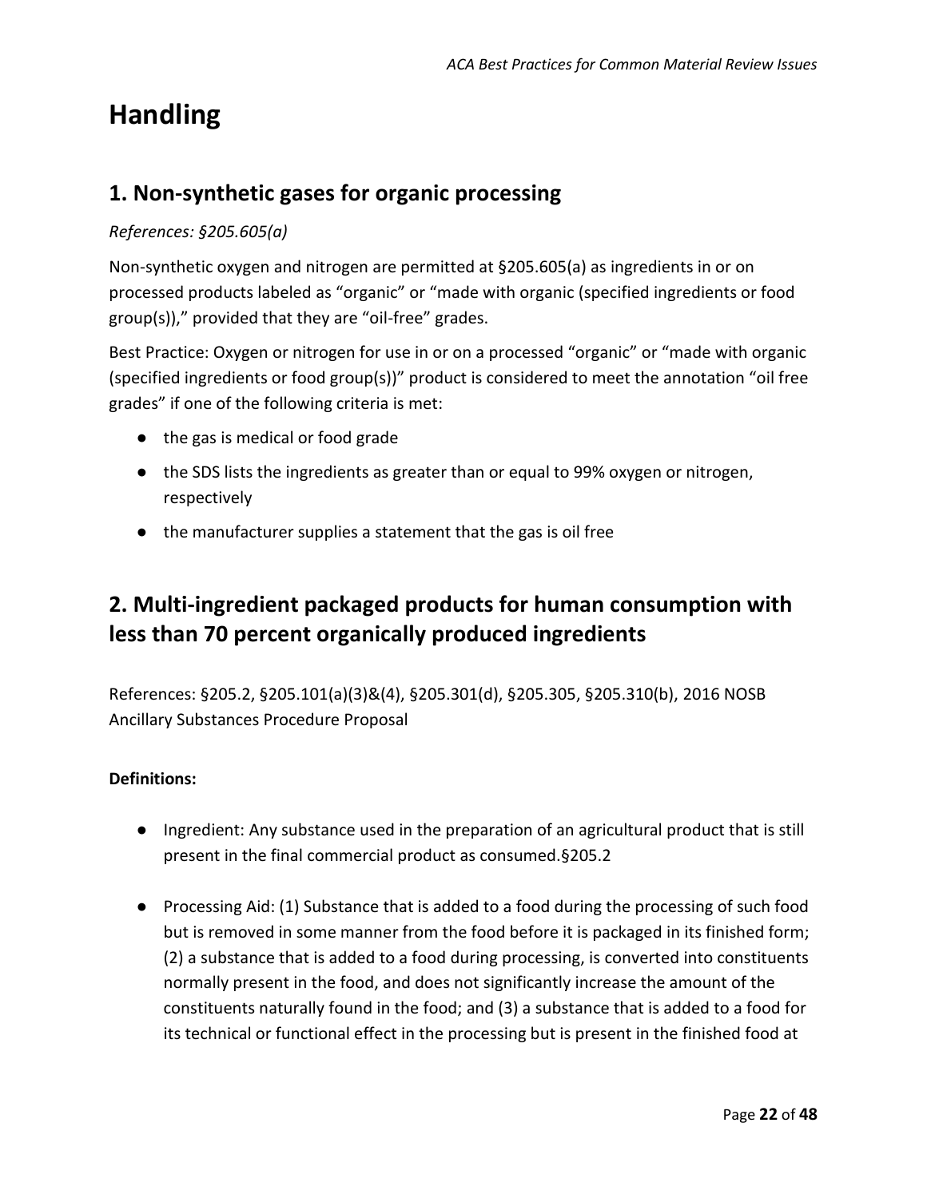# Handling

## 1. Non-synthetic gases for organic processing

*References: §205.605(a)*

Non-synthetic oxygen and nitrogen are permitted at §205.605(a) as ingredients in or on processed products labeled as "organic" or "made with organic (specified ingredients or food group(s))," provided that they are "oil-free" grades.

Best Practice: Oxygen or nitrogen for use in or on a processed "organic" or "made with organic (specified ingredients or food group(s))" product is considered to meet the annotation "oil free grades" if one of the following criteria is met:

- the gas is medical or food grade
- the SDS lists the ingredients as greater than or equal to 99% oxygen or nitrogen, respectively
- the manufacturer supplies a statement that the gas is oil free

## 2. Multi-ingredient packaged products for human consumption with less than 70 percent organically produced ingredients

References: §205.2, §205.101(a)(3)&(4), §205.301(d), §205.305, §205.310(b), 2016 NOSB Ancillary Substances Procedure Proposal

**Definitions:**

- Ingredient: Any substance used in the preparation of an agricultural product that is still present in the final commercial product as consumed.§205.2

- Processing Aid: (1) Substance that is added to a food during the processing of such food but is removed in some manner from the food before it is packaged in its finished form; (2) a substance that is added to a food during processing, is converted into constituents normally present in the food, and does not significantly increase the amount of the constituents naturally found in the food; and (3) a substance that is added to a food for its technical or functional effect in the processing but is present in the finished food at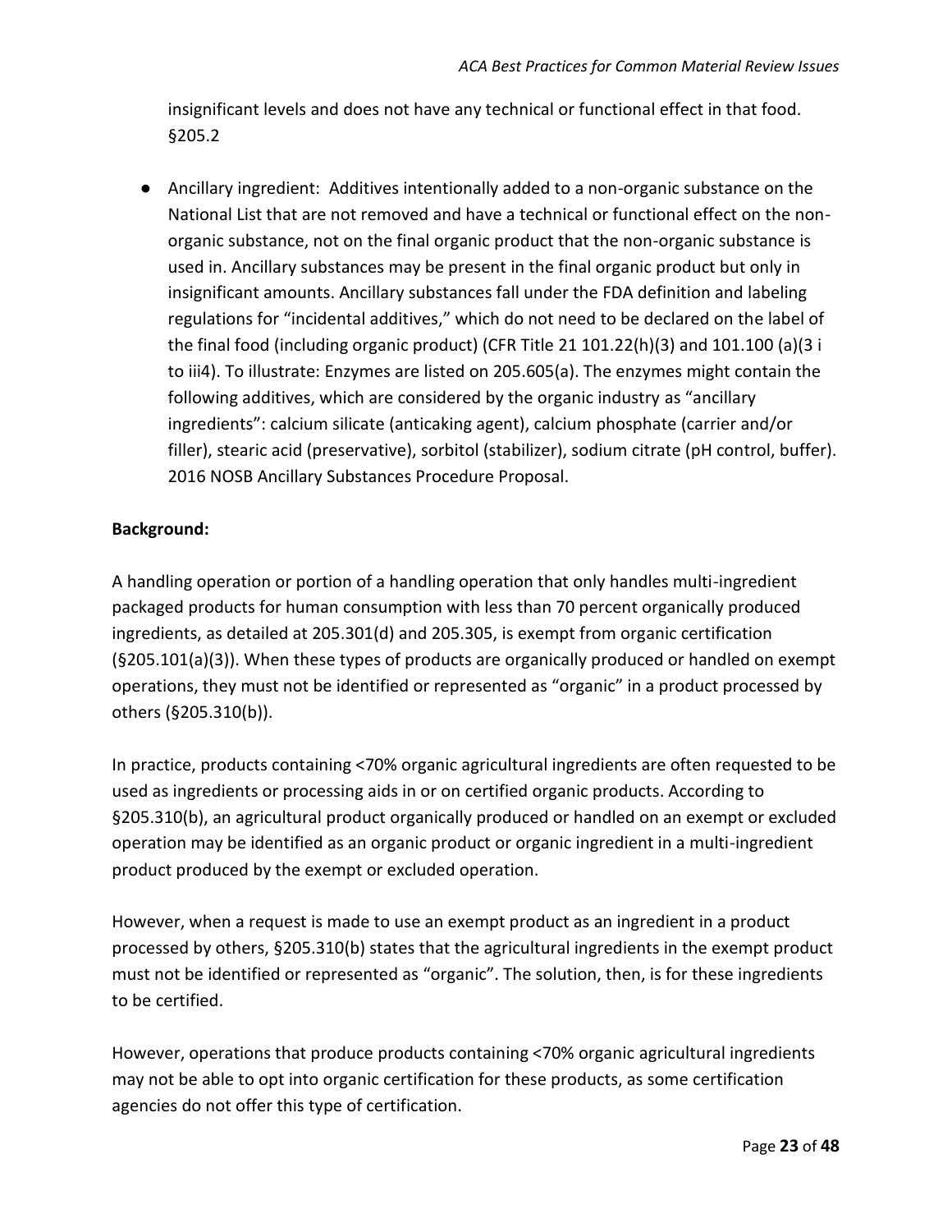insignificant levels and does not have any technical or functional effect in that food. §205.2

- Ancillary ingredient: Additives intentionally added to a non-organic substance on the National List that are not removed and have a technical or functional effect on the non-organic substance, not on the final organic product that the non-organic substance is used in. Ancillary substances may be present in the final organic product but only in insignificant amounts. Ancillary substances fall under the FDA definition and labeling regulations for "incidental additives," which do not need to be declared on the label of the final food (including organic product) (CFR Title 21 101.22(h)(3) and 101.100 (a)(3 i to iii4). To illustrate: Enzymes are listed on 205.605(a). The enzymes might contain the following additives, which are considered by the organic industry as "ancillary ingredients": calcium silicate (anticaking agent), calcium phosphate (carrier and/or filler), stearic acid (preservative), sorbitol (stabilizer), sodium citrate (pH control, buffer). 2016 NOSB Ancillary Substances Procedure Proposal.

**Background:**

A handling operation or portion of a handling operation that only handles multi-ingredient packaged products for human consumption with less than 70 percent organically produced ingredients, as detailed at 205.301(d) and 205.305, is exempt from organic certification (§205.101(a)(3)). When these types of products are organically produced or handled on exempt operations, they must not be identified or represented as "organic" in a product processed by others (§205.310(b)).

In practice, products containing <70% organic agricultural ingredients are often requested to be used as ingredients or processing aids in or on certified organic products. According to §205.310(b), an agricultural product organically produced or handled on an exempt or excluded operation may be identified as an organic product or organic ingredient in a multi-ingredient product produced by the exempt or excluded operation.

However, when a request is made to use an exempt product as an ingredient in a product processed by others, §205.310(b) states that the agricultural ingredients in the exempt product must not be identified or represented as "organic". The solution, then, is for these ingredients to be certified.

However, operations that produce products containing <70% organic agricultural ingredients may not be able to opt into organic certification for these products, as some certification agencies do not offer this type of certification.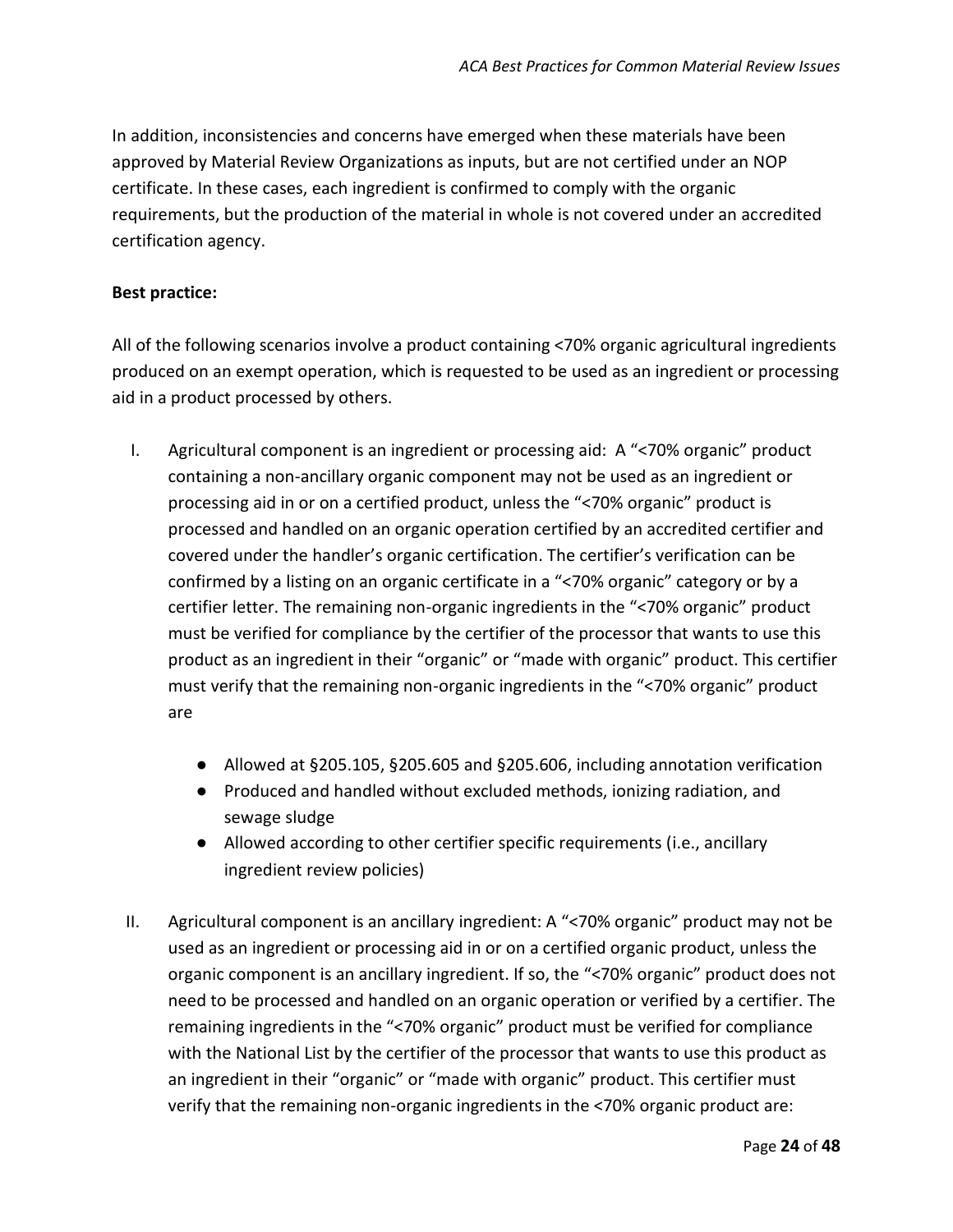In addition, inconsistencies and concerns have emerged when these materials have been approved by Material Review Organizations as inputs, but are not certified under an NOP certificate. In these cases, each ingredient is confirmed to comply with the organic requirements, but the production of the material in whole is not covered under an accredited certification agency.

**Best practice:**

All of the following scenarios involve a product containing <70% organic agricultural ingredients produced on an exempt operation, which is requested to be used as an ingredient or processing aid in a product processed by others.

I. Agricultural component is an ingredient or processing aid: A "<70% organic" product containing a non-ancillary organic component may not be used as an ingredient or processing aid in or on a certified product, unless the "<70% organic" product is processed and handled on an organic operation certified by an accredited certifier and covered under the handler's organic certification. The certifier's verification can be confirmed by a listing on an organic certificate in a "<70% organic" category or by a certifier letter. The remaining non-organic ingredients in the "<70% organic" product must be verified for compliance by the certifier of the processor that wants to use this product as an ingredient in their "organic" or "made with organic" product. This certifier must verify that the remaining non-organic ingredients in the "<70% organic" product are

   - Allowed at §205.105, §205.605 and §205.606, including annotation verification
   - Produced and handled without excluded methods, ionizing radiation, and sewage sludge
   - Allowed according to other certifier specific requirements (i.e., ancillary ingredient review policies)

II. Agricultural component is an ancillary ingredient: A "<70% organic" product may not be used as an ingredient or processing aid in or on a certified organic product, unless the organic component is an ancillary ingredient. If so, the "<70% organic" product does not need to be processed and handled on an organic operation or verified by a certifier. The remaining ingredients in the "<70% organic" product must be verified for compliance with the National List by the certifier of the processor that wants to use this product as an ingredient in their "organic" or "made with organic" product. This certifier must verify that the remaining non-organic ingredients in the <70% organic product are: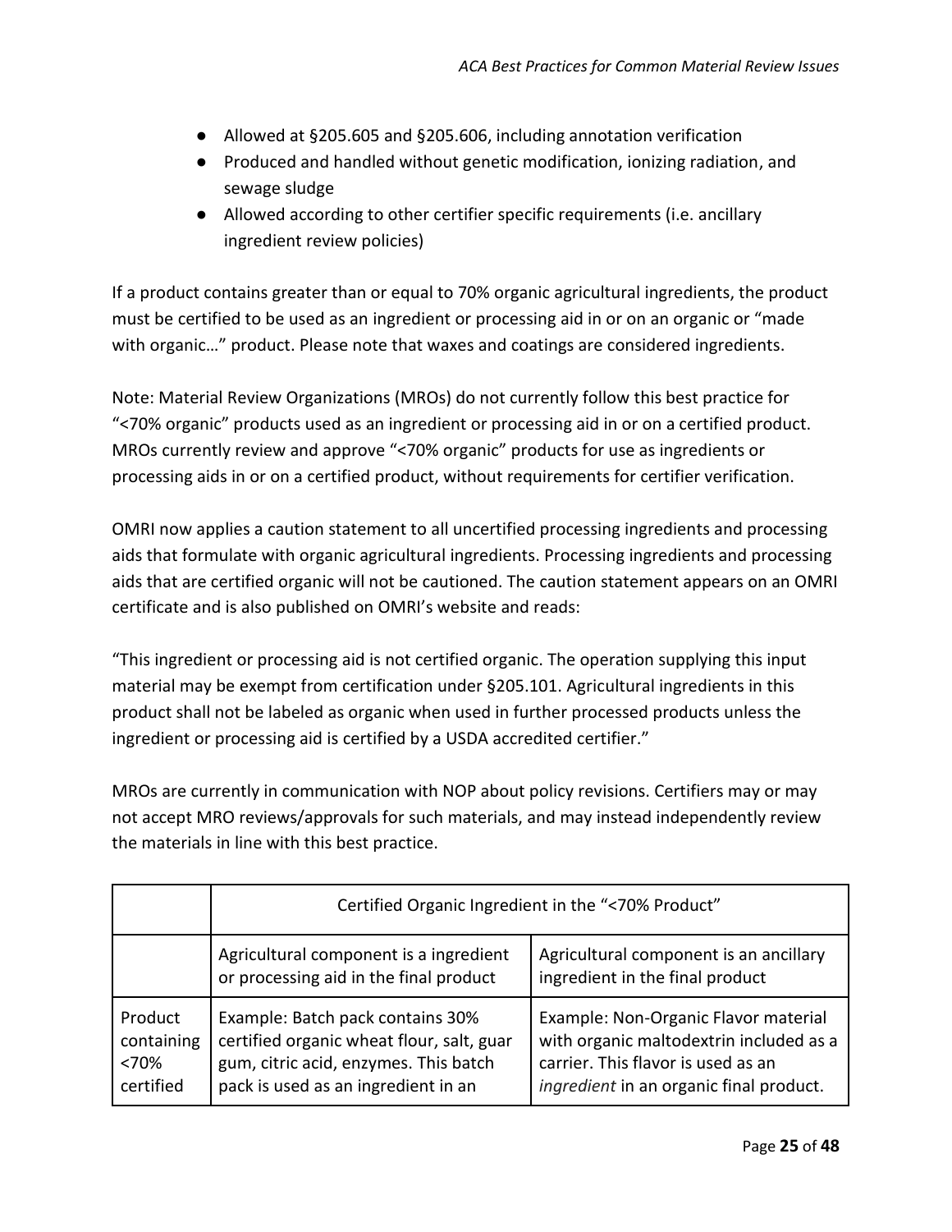- Allowed at §205.605 and §205.606, including annotation verification
- Produced and handled without genetic modification, ionizing radiation, and sewage sludge
- Allowed according to other certifier specific requirements (i.e. ancillary ingredient review policies)

If a product contains greater than or equal to 70% organic agricultural ingredients, the product must be certified to be used as an ingredient or processing aid in or on an organic or "made with organic…" product. Please note that waxes and coatings are considered ingredients.

Note: Material Review Organizations (MROs) do not currently follow this best practice for "<70% organic" products used as an ingredient or processing aid in or on a certified product. MROs currently review and approve "<70% organic" products for use as ingredients or processing aids in or on a certified product, without requirements for certifier verification.

OMRI now applies a caution statement to all uncertified processing ingredients and processing aids that formulate with organic agricultural ingredients. Processing ingredients and processing aids that are certified organic will not be cautioned. The caution statement appears on an OMRI certificate and is also published on OMRI's website and reads:

"This ingredient or processing aid is not certified organic. The operation supplying this input material may be exempt from certification under §205.101. Agricultural ingredients in this product shall not be labeled as organic when used in further processed products unless the ingredient or processing aid is certified by a USDA accredited certifier."

MROs are currently in communication with NOP about policy revisions. Certifiers may or may not accept MRO reviews/approvals for such materials, and may instead independently review the materials in line with this best practice.

| | Certified Organic Ingredient in the "<70% Product" | |
|---|---|---|
| | Agricultural component is a ingredient or processing aid in the final product | Agricultural component is an ancillary ingredient in the final product |
| Product containing <70% certified | Example: Batch pack contains 30% certified organic wheat flour, salt, guar gum, citric acid, enzymes. This batch pack is used as an ingredient in an | Example: Non-Organic Flavor material with organic maltodextrin included as a carrier. This flavor is used as an *ingredient* in an organic final product. |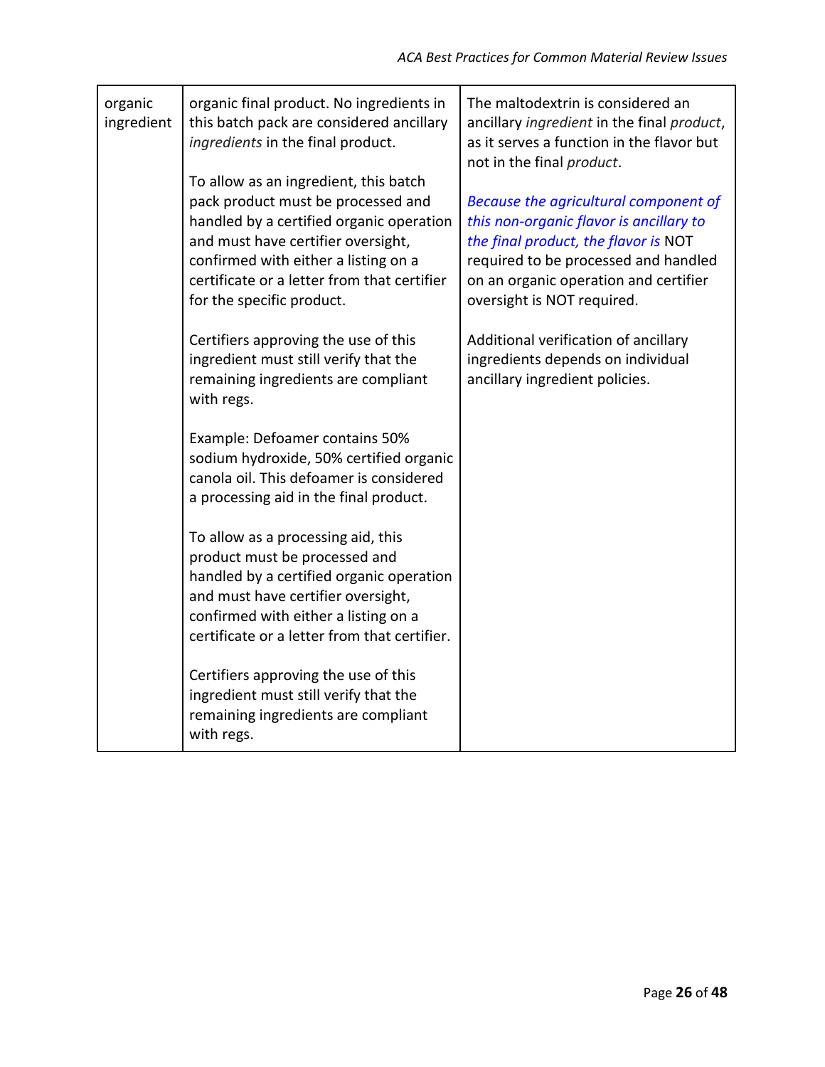| | | |
|---|---|---|
| organic ingredient | organic final product. No ingredients in this batch pack are considered ancillary *ingredients* in the final product.<br><br>To allow as an ingredient, this batch pack product must be processed and handled by a certified organic operation and must have certifier oversight, confirmed with either a listing on a certificate or a letter from that certifier for the specific product.<br><br>Certifiers approving the use of this ingredient must still verify that the remaining ingredients are compliant with regs.<br><br>Example: Defoamer contains 50% sodium hydroxide, 50% certified organic canola oil. This defoamer is considered a processing aid in the final product.<br><br>To allow as a processing aid, this product must be processed and handled by a certified organic operation and must have certifier oversight, confirmed with either a listing on a certificate or a letter from that certifier.<br><br>Certifiers approving the use of this ingredient must still verify that the remaining ingredients are compliant with regs. | The maltodextrin is considered an ancillary *ingredient* in the final *product*, as it serves a function in the flavor but not in the final *product*.<br><br>*Because the agricultural component of this non-organic flavor is ancillary to the final product, the flavor is* NOT required to be processed and handled on an organic operation and certifier oversight is NOT required.<br><br>Additional verification of ancillary ingredients depends on individual ancillary ingredient policies. |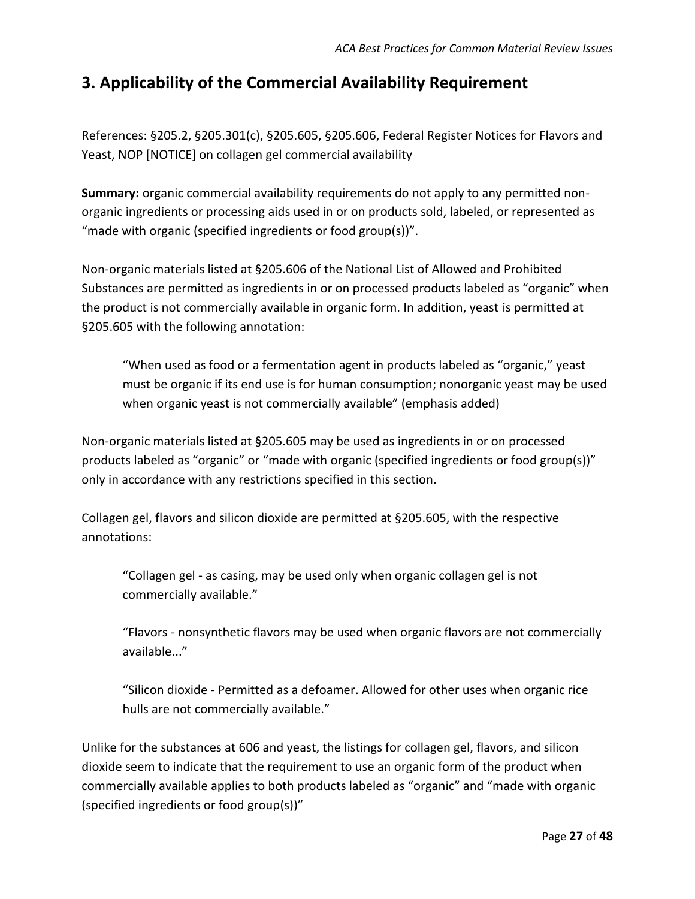## 3. Applicability of the Commercial Availability Requirement

References: §205.2, §205.301(c), §205.605, §205.606, Federal Register Notices for Flavors and Yeast, NOP [NOTICE] on collagen gel commercial availability

**Summary:** organic commercial availability requirements do not apply to any permitted non-organic ingredients or processing aids used in or on products sold, labeled, or represented as "made with organic (specified ingredients or food group(s))".

Non-organic materials listed at §205.606 of the National List of Allowed and Prohibited Substances are permitted as ingredients in or on processed products labeled as "organic" when the product is not commercially available in organic form. In addition, yeast is permitted at §205.605 with the following annotation:

> "When used as food or a fermentation agent in products labeled as "organic," yeast must be organic if its end use is for human consumption; nonorganic yeast may be used when organic yeast is not commercially available" (emphasis added)

Non-organic materials listed at §205.605 may be used as ingredients in or on processed products labeled as "organic" or "made with organic (specified ingredients or food group(s))" only in accordance with any restrictions specified in this section.

Collagen gel, flavors and silicon dioxide are permitted at §205.605, with the respective annotations:

> "Collagen gel - as casing, may be used only when organic collagen gel is not commercially available."

> "Flavors - nonsynthetic flavors may be used when organic flavors are not commercially available..."

> "Silicon dioxide - Permitted as a defoamer. Allowed for other uses when organic rice hulls are not commercially available."

Unlike for the substances at 606 and yeast, the listings for collagen gel, flavors, and silicon dioxide seem to indicate that the requirement to use an organic form of the product when commercially available applies to both products labeled as "organic" and "made with organic (specified ingredients or food group(s))"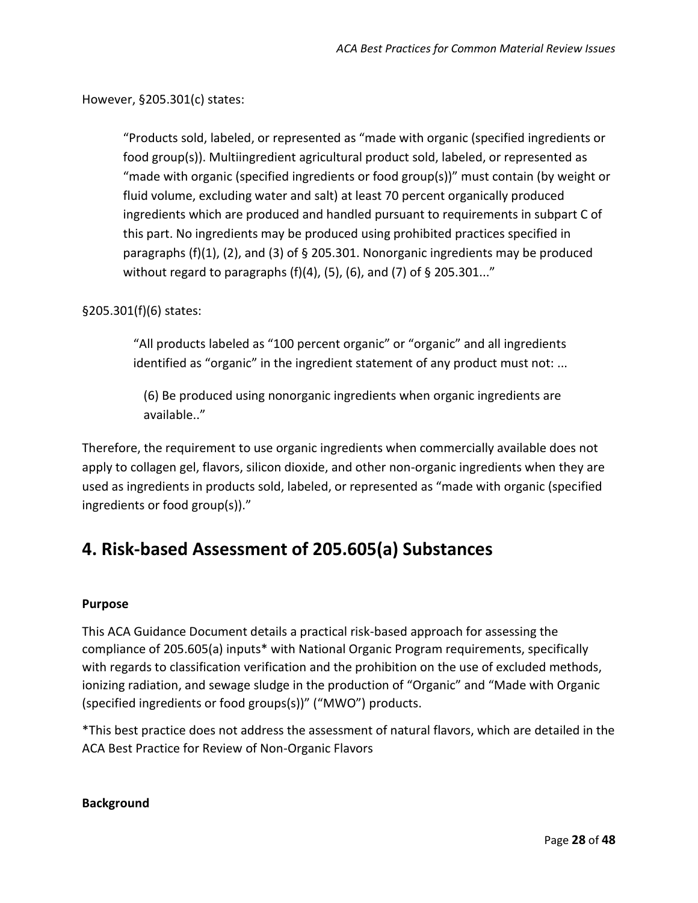However, §205.301(c) states:

> "Products sold, labeled, or represented as "made with organic (specified ingredients or food group(s)). Multiingredient agricultural product sold, labeled, or represented as "made with organic (specified ingredients or food group(s))" must contain (by weight or fluid volume, excluding water and salt) at least 70 percent organically produced ingredients which are produced and handled pursuant to requirements in subpart C of this part. No ingredients may be produced using prohibited practices specified in paragraphs (f)(1), (2), and (3) of § 205.301. Nonorganic ingredients may be produced without regard to paragraphs (f)(4), (5), (6), and (7) of § 205.301..."

§205.301(f)(6) states:

> "All products labeled as "100 percent organic" or "organic" and all ingredients identified as "organic" in the ingredient statement of any product must not: ...
>
> (6) Be produced using nonorganic ingredients when organic ingredients are available.."

Therefore, the requirement to use organic ingredients when commercially available does not apply to collagen gel, flavors, silicon dioxide, and other non-organic ingredients when they are used as ingredients in products sold, labeled, or represented as "made with organic (specified ingredients or food group(s))."

## 4. Risk-based Assessment of 205.605(a) Substances

**Purpose**

This ACA Guidance Document details a practical risk-based approach for assessing the compliance of 205.605(a) inputs* with National Organic Program requirements, specifically with regards to classification verification and the prohibition on the use of excluded methods, ionizing radiation, and sewage sludge in the production of "Organic" and "Made with Organic (specified ingredients or food groups(s))" ("MWO") products.

*This best practice does not address the assessment of natural flavors, which are detailed in the ACA Best Practice for Review of Non-Organic Flavors

**Background**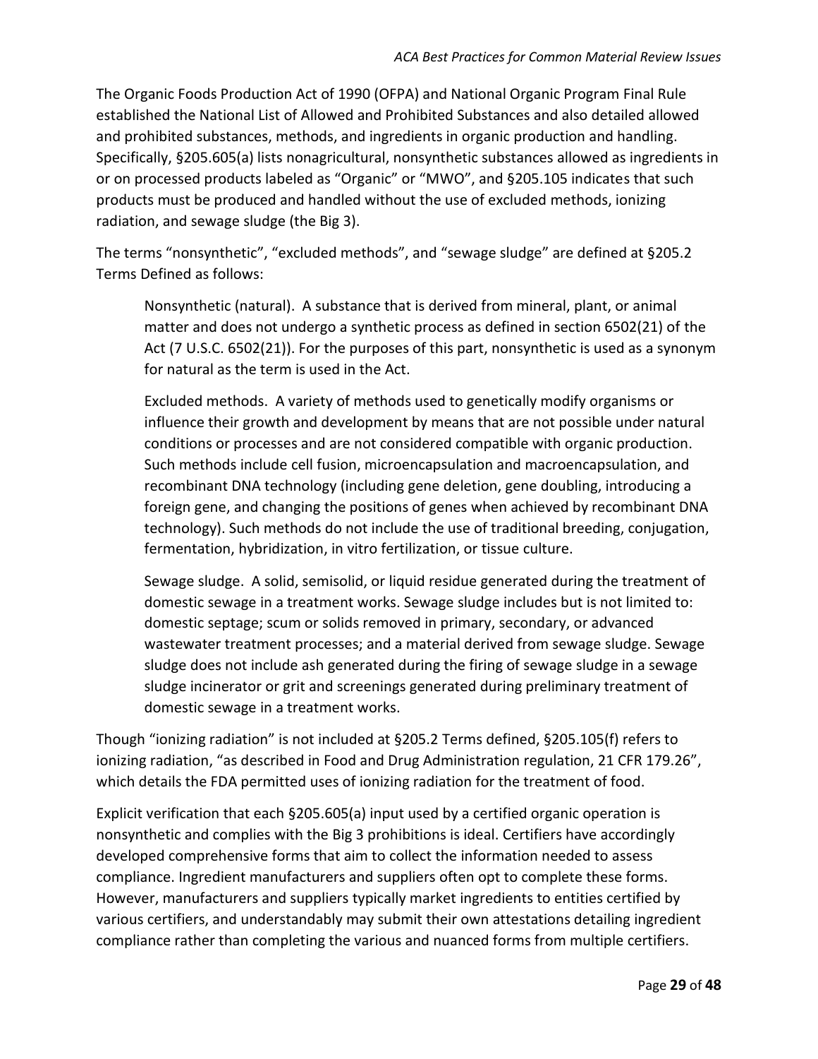The Organic Foods Production Act of 1990 (OFPA) and National Organic Program Final Rule established the National List of Allowed and Prohibited Substances and also detailed allowed and prohibited substances, methods, and ingredients in organic production and handling. Specifically, §205.605(a) lists nonagricultural, nonsynthetic substances allowed as ingredients in or on processed products labeled as "Organic" or "MWO", and §205.105 indicates that such products must be produced and handled without the use of excluded methods, ionizing radiation, and sewage sludge (the Big 3).

The terms "nonsynthetic", "excluded methods", and "sewage sludge" are defined at §205.2 Terms Defined as follows:

> Nonsynthetic (natural). A substance that is derived from mineral, plant, or animal matter and does not undergo a synthetic process as defined in section 6502(21) of the Act (7 U.S.C. 6502(21)). For the purposes of this part, nonsynthetic is used as a synonym for natural as the term is used in the Act.
>
> Excluded methods. A variety of methods used to genetically modify organisms or influence their growth and development by means that are not possible under natural conditions or processes and are not considered compatible with organic production. Such methods include cell fusion, microencapsulation and macroencapsulation, and recombinant DNA technology (including gene deletion, gene doubling, introducing a foreign gene, and changing the positions of genes when achieved by recombinant DNA technology). Such methods do not include the use of traditional breeding, conjugation, fermentation, hybridization, in vitro fertilization, or tissue culture.
>
> Sewage sludge. A solid, semisolid, or liquid residue generated during the treatment of domestic sewage in a treatment works. Sewage sludge includes but is not limited to: domestic septage; scum or solids removed in primary, secondary, or advanced wastewater treatment processes; and a material derived from sewage sludge. Sewage sludge does not include ash generated during the firing of sewage sludge in a sewage sludge incinerator or grit and screenings generated during preliminary treatment of domestic sewage in a treatment works.

Though "ionizing radiation" is not included at §205.2 Terms defined, §205.105(f) refers to ionizing radiation, "as described in Food and Drug Administration regulation, 21 CFR 179.26", which details the FDA permitted uses of ionizing radiation for the treatment of food.

Explicit verification that each §205.605(a) input used by a certified organic operation is nonsynthetic and complies with the Big 3 prohibitions is ideal. Certifiers have accordingly developed comprehensive forms that aim to collect the information needed to assess compliance. Ingredient manufacturers and suppliers often opt to complete these forms. However, manufacturers and suppliers typically market ingredients to entities certified by various certifiers, and understandably may submit their own attestations detailing ingredient compliance rather than completing the various and nuanced forms from multiple certifiers.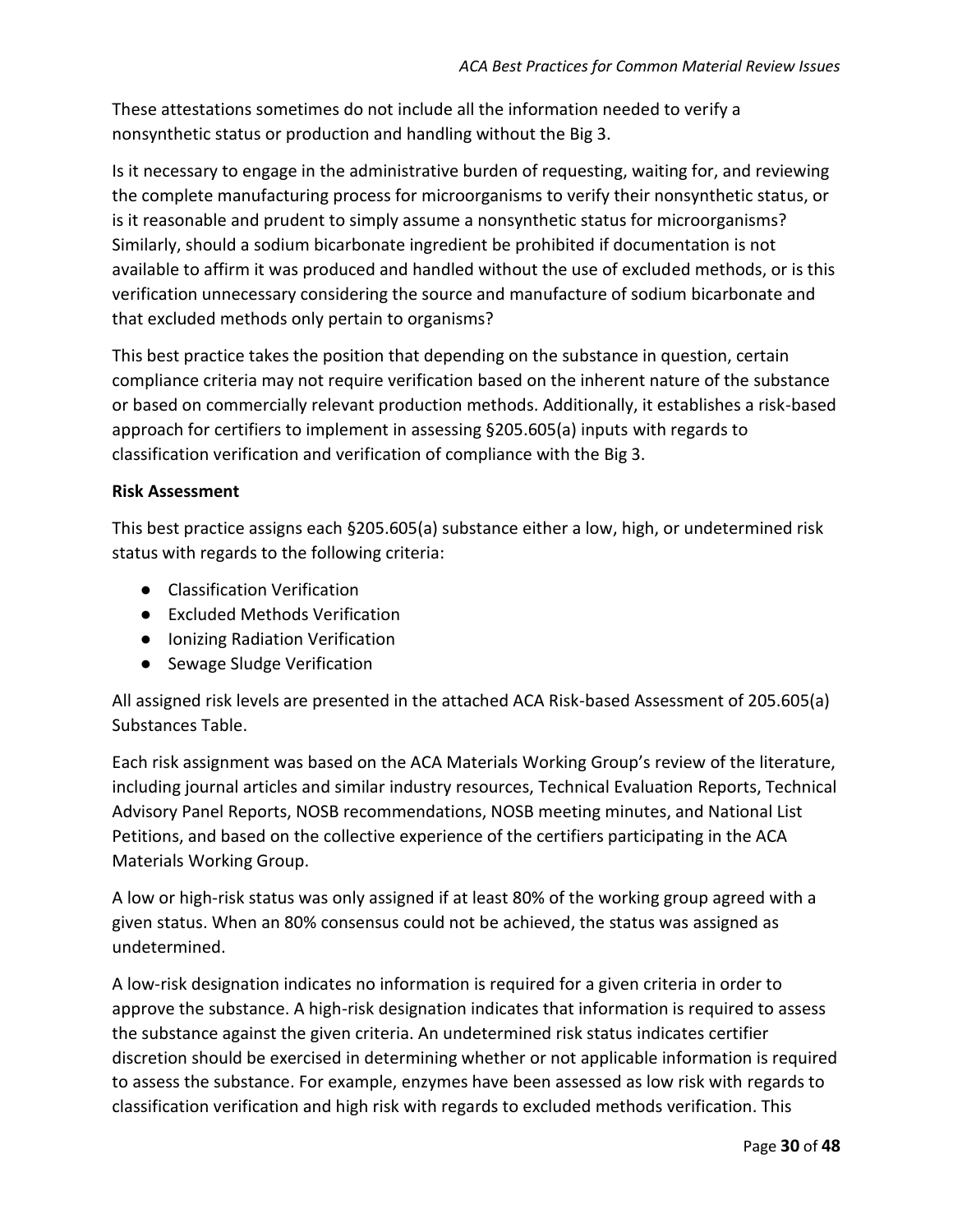These attestations sometimes do not include all the information needed to verify a nonsynthetic status or production and handling without the Big 3.

Is it necessary to engage in the administrative burden of requesting, waiting for, and reviewing the complete manufacturing process for microorganisms to verify their nonsynthetic status, or is it reasonable and prudent to simply assume a nonsynthetic status for microorganisms? Similarly, should a sodium bicarbonate ingredient be prohibited if documentation is not available to affirm it was produced and handled without the use of excluded methods, or is this verification unnecessary considering the source and manufacture of sodium bicarbonate and that excluded methods only pertain to organisms?

This best practice takes the position that depending on the substance in question, certain compliance criteria may not require verification based on the inherent nature of the substance or based on commercially relevant production methods. Additionally, it establishes a risk-based approach for certifiers to implement in assessing §205.605(a) inputs with regards to classification verification and verification of compliance with the Big 3.

**Risk Assessment**

This best practice assigns each §205.605(a) substance either a low, high, or undetermined risk status with regards to the following criteria:

- Classification Verification
- Excluded Methods Verification
- Ionizing Radiation Verification
- Sewage Sludge Verification

All assigned risk levels are presented in the attached ACA Risk-based Assessment of 205.605(a) Substances Table.

Each risk assignment was based on the ACA Materials Working Group's review of the literature, including journal articles and similar industry resources, Technical Evaluation Reports, Technical Advisory Panel Reports, NOSB recommendations, NOSB meeting minutes, and National List Petitions, and based on the collective experience of the certifiers participating in the ACA Materials Working Group.

A low or high-risk status was only assigned if at least 80% of the working group agreed with a given status. When an 80% consensus could not be achieved, the status was assigned as undetermined.

A low-risk designation indicates no information is required for a given criteria in order to approve the substance. A high-risk designation indicates that information is required to assess the substance against the given criteria. An undetermined risk status indicates certifier discretion should be exercised in determining whether or not applicable information is required to assess the substance. For example, enzymes have been assessed as low risk with regards to classification verification and high risk with regards to excluded methods verification. This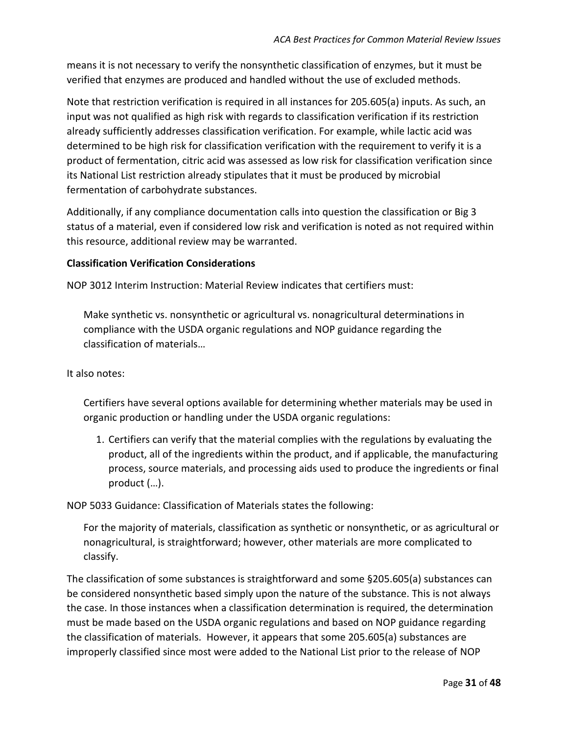means it is not necessary to verify the nonsynthetic classification of enzymes, but it must be verified that enzymes are produced and handled without the use of excluded methods.

Note that restriction verification is required in all instances for 205.605(a) inputs. As such, an input was not qualified as high risk with regards to classification verification if its restriction already sufficiently addresses classification verification. For example, while lactic acid was determined to be high risk for classification verification with the requirement to verify it is a product of fermentation, citric acid was assessed as low risk for classification verification since its National List restriction already stipulates that it must be produced by microbial fermentation of carbohydrate substances.

Additionally, if any compliance documentation calls into question the classification or Big 3 status of a material, even if considered low risk and verification is noted as not required within this resource, additional review may be warranted.

**Classification Verification Considerations**

NOP 3012 Interim Instruction: Material Review indicates that certifiers must:

> Make synthetic vs. nonsynthetic or agricultural vs. nonagricultural determinations in compliance with the USDA organic regulations and NOP guidance regarding the classification of materials…

It also notes:

> Certifiers have several options available for determining whether materials may be used in organic production or handling under the USDA organic regulations:
>
> 1. Certifiers can verify that the material complies with the regulations by evaluating the product, all of the ingredients within the product, and if applicable, the manufacturing process, source materials, and processing aids used to produce the ingredients or final product (…).

NOP 5033 Guidance: Classification of Materials states the following:

> For the majority of materials, classification as synthetic or nonsynthetic, or as agricultural or nonagricultural, is straightforward; however, other materials are more complicated to classify.

The classification of some substances is straightforward and some §205.605(a) substances can be considered nonsynthetic based simply upon the nature of the substance. This is not always the case. In those instances when a classification determination is required, the determination must be made based on the USDA organic regulations and based on NOP guidance regarding the classification of materials. However, it appears that some 205.605(a) substances are improperly classified since most were added to the National List prior to the release of NOP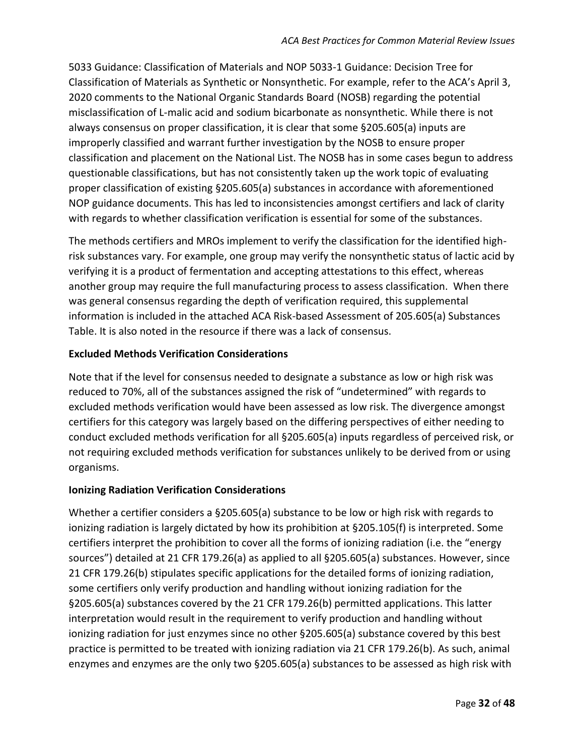5033 Guidance: Classification of Materials and NOP 5033-1 Guidance: Decision Tree for Classification of Materials as Synthetic or Nonsynthetic. For example, refer to the ACA's April 3, 2020 comments to the National Organic Standards Board (NOSB) regarding the potential misclassification of L-malic acid and sodium bicarbonate as nonsynthetic. While there is not always consensus on proper classification, it is clear that some §205.605(a) inputs are improperly classified and warrant further investigation by the NOSB to ensure proper classification and placement on the National List. The NOSB has in some cases begun to address questionable classifications, but has not consistently taken up the work topic of evaluating proper classification of existing §205.605(a) substances in accordance with aforementioned NOP guidance documents. This has led to inconsistencies amongst certifiers and lack of clarity with regards to whether classification verification is essential for some of the substances.

The methods certifiers and MROs implement to verify the classification for the identified high-risk substances vary. For example, one group may verify the nonsynthetic status of lactic acid by verifying it is a product of fermentation and accepting attestations to this effect, whereas another group may require the full manufacturing process to assess classification. When there was general consensus regarding the depth of verification required, this supplemental information is included in the attached ACA Risk-based Assessment of 205.605(a) Substances Table. It is also noted in the resource if there was a lack of consensus.

**Excluded Methods Verification Considerations**

Note that if the level for consensus needed to designate a substance as low or high risk was reduced to 70%, all of the substances assigned the risk of "undetermined" with regards to excluded methods verification would have been assessed as low risk. The divergence amongst certifiers for this category was largely based on the differing perspectives of either needing to conduct excluded methods verification for all §205.605(a) inputs regardless of perceived risk, or not requiring excluded methods verification for substances unlikely to be derived from or using organisms.

**Ionizing Radiation Verification Considerations**

Whether a certifier considers a §205.605(a) substance to be low or high risk with regards to ionizing radiation is largely dictated by how its prohibition at §205.105(f) is interpreted. Some certifiers interpret the prohibition to cover all the forms of ionizing radiation (i.e. the "energy sources") detailed at 21 CFR 179.26(a) as applied to all §205.605(a) substances. However, since 21 CFR 179.26(b) stipulates specific applications for the detailed forms of ionizing radiation, some certifiers only verify production and handling without ionizing radiation for the §205.605(a) substances covered by the 21 CFR 179.26(b) permitted applications. This latter interpretation would result in the requirement to verify production and handling without ionizing radiation for just enzymes since no other §205.605(a) substance covered by this best practice is permitted to be treated with ionizing radiation via 21 CFR 179.26(b). As such, animal enzymes and enzymes are the only two §205.605(a) substances to be assessed as high risk with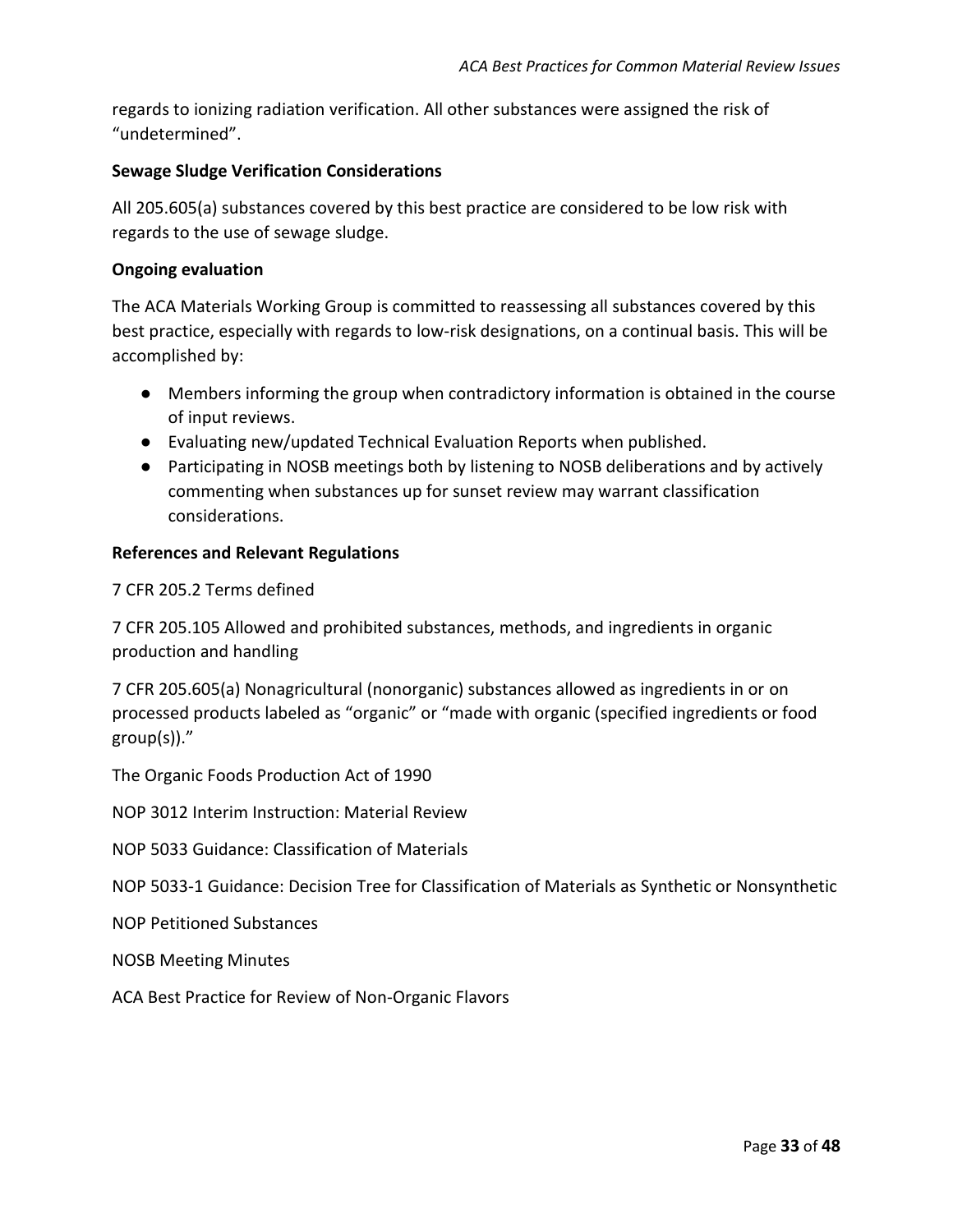regards to ionizing radiation verification. All other substances were assigned the risk of "undetermined".

**Sewage Sludge Verification Considerations**

All 205.605(a) substances covered by this best practice are considered to be low risk with regards to the use of sewage sludge.

**Ongoing evaluation**

The ACA Materials Working Group is committed to reassessing all substances covered by this best practice, especially with regards to low-risk designations, on a continual basis. This will be accomplished by:

- Members informing the group when contradictory information is obtained in the course of input reviews.
- Evaluating new/updated Technical Evaluation Reports when published.
- Participating in NOSB meetings both by listening to NOSB deliberations and by actively commenting when substances up for sunset review may warrant classification considerations.

**References and Relevant Regulations**

7 CFR 205.2 Terms defined

7 CFR 205.105 Allowed and prohibited substances, methods, and ingredients in organic production and handling

7 CFR 205.605(a) Nonagricultural (nonorganic) substances allowed as ingredients in or on processed products labeled as "organic" or "made with organic (specified ingredients or food group(s))."

The Organic Foods Production Act of 1990

NOP 3012 Interim Instruction: Material Review

NOP 5033 Guidance: Classification of Materials

NOP 5033-1 Guidance: Decision Tree for Classification of Materials as Synthetic or Nonsynthetic

NOP Petitioned Substances

NOSB Meeting Minutes

ACA Best Practice for Review of Non-Organic Flavors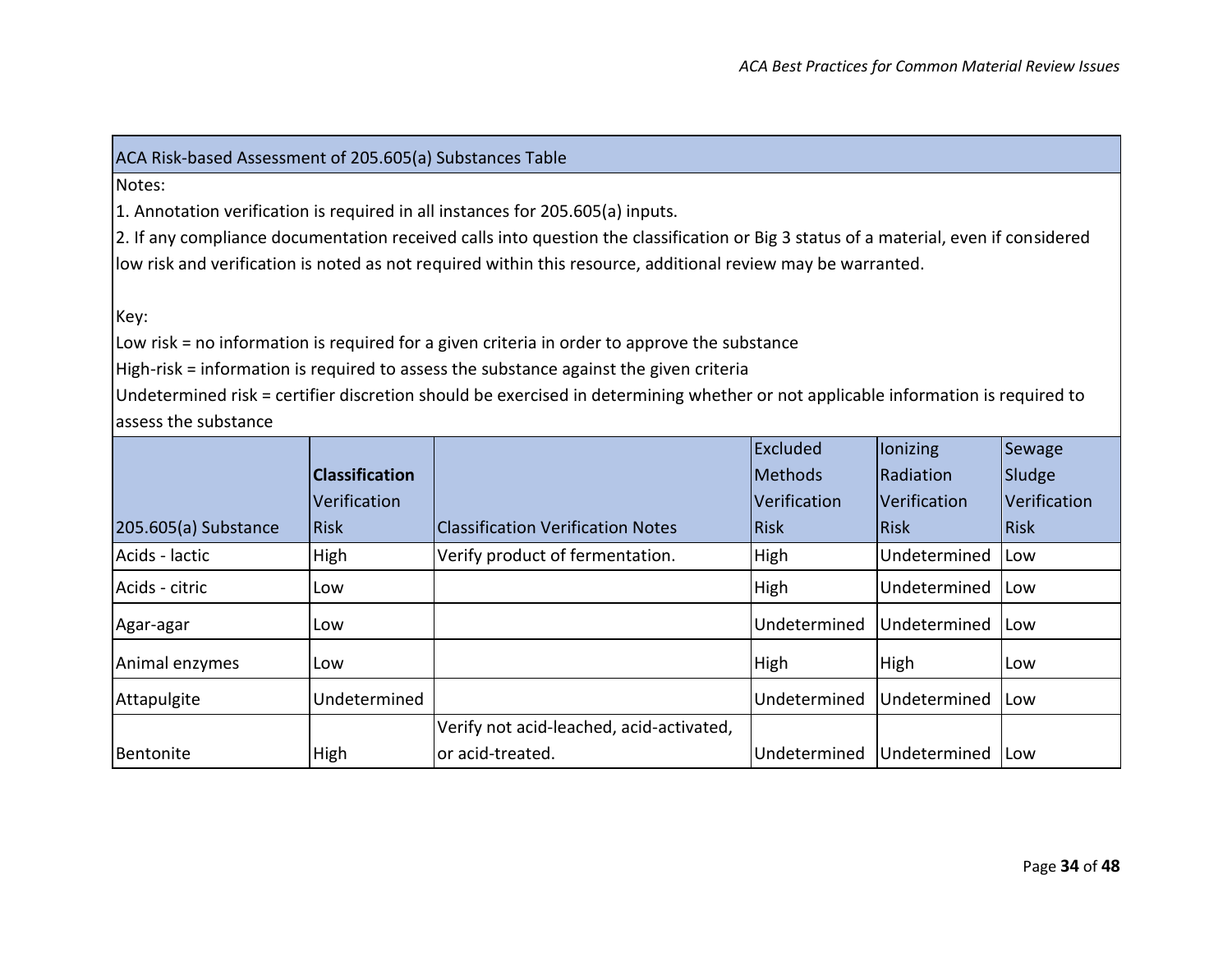## ACA Risk-based Assessment of 205.605(a) Substances Table

Notes:

1. Annotation verification is required in all instances for 205.605(a) inputs.
2. If any compliance documentation received calls into question the classification or Big 3 status of a material, even if considered low risk and verification is noted as not required within this resource, additional review may be warranted.

Key:

Low risk = no information is required for a given criteria in order to approve the substance

High-risk = information is required to assess the substance against the given criteria

Undetermined risk = certifier discretion should be exercised in determining whether or not applicable information is required to assess the substance

| 205.605(a) Substance | **Classification** Verification Risk | Classification Verification Notes | Excluded Methods Verification Risk | Ionizing Radiation Verification Risk | Sewage Sludge Verification Risk |
|---|---|---|---|---|---|
| Acids - lactic | High | Verify product of fermentation. | High | Undetermined | Low |
| Acids - citric | Low | | High | Undetermined | Low |
| Agar-agar | Low | | Undetermined | Undetermined | Low |
| Animal enzymes | Low | | High | High | Low |
| Attapulgite | Undetermined | | Undetermined | Undetermined | Low |
| Bentonite | High | Verify not acid-leached, acid-activated, or acid-treated. | Undetermined | Undetermined | Low |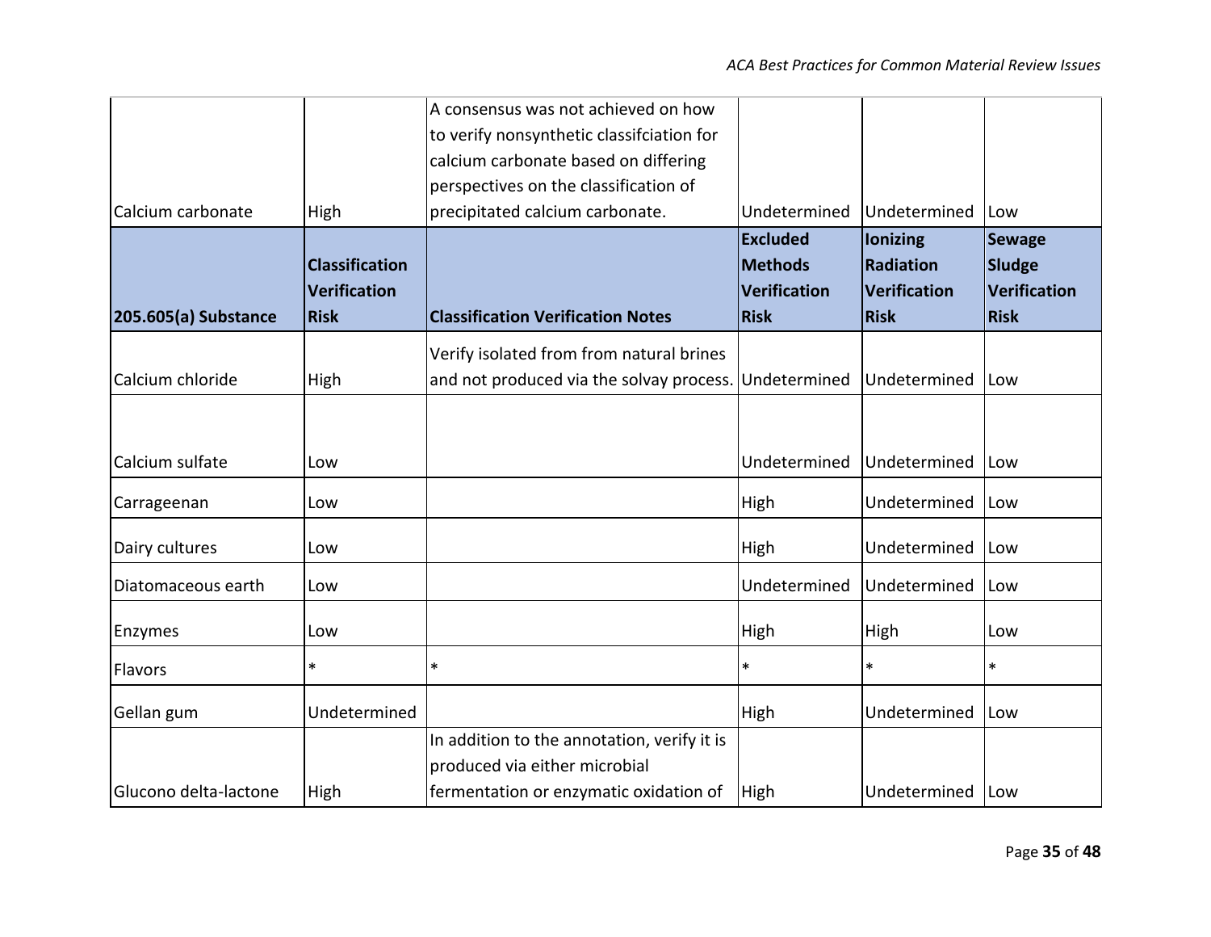| 205.605(a) Substance | Classification Verification Risk | Classification Verification Notes | Excluded Methods Verification Risk | Ionizing Radiation Verification Risk | Sewage Sludge Verification Risk |
|---|---|---|---|---|---|
| Calcium carbonate | High | A consensus was not achieved on how to verify nonsynthetic classifciation for calcium carbonate based on differing perspectives on the classification of precipitated calcium carbonate. | Undetermined | Undetermined | Low |
| Calcium chloride | High | Verify isolated from from natural brines and not produced via the solvay process. | Undetermined | Undetermined | Low |
| Calcium sulfate | Low | | Undetermined | Undetermined | Low |
| Carrageenan | Low | | High | Undetermined | Low |
| Dairy cultures | Low | | High | Undetermined | Low |
| Diatomaceous earth | Low | | Undetermined | Undetermined | Low |
| Enzymes | Low | | High | High | Low |
| Flavors | * | * | * | * | * |
| Gellan gum | Undetermined | | High | Undetermined | Low |
| Glucono delta-lactone | High | In addition to the annotation, verify it is produced via either microbial fermentation or enzymatic oxidation of | High | Undetermined | Low |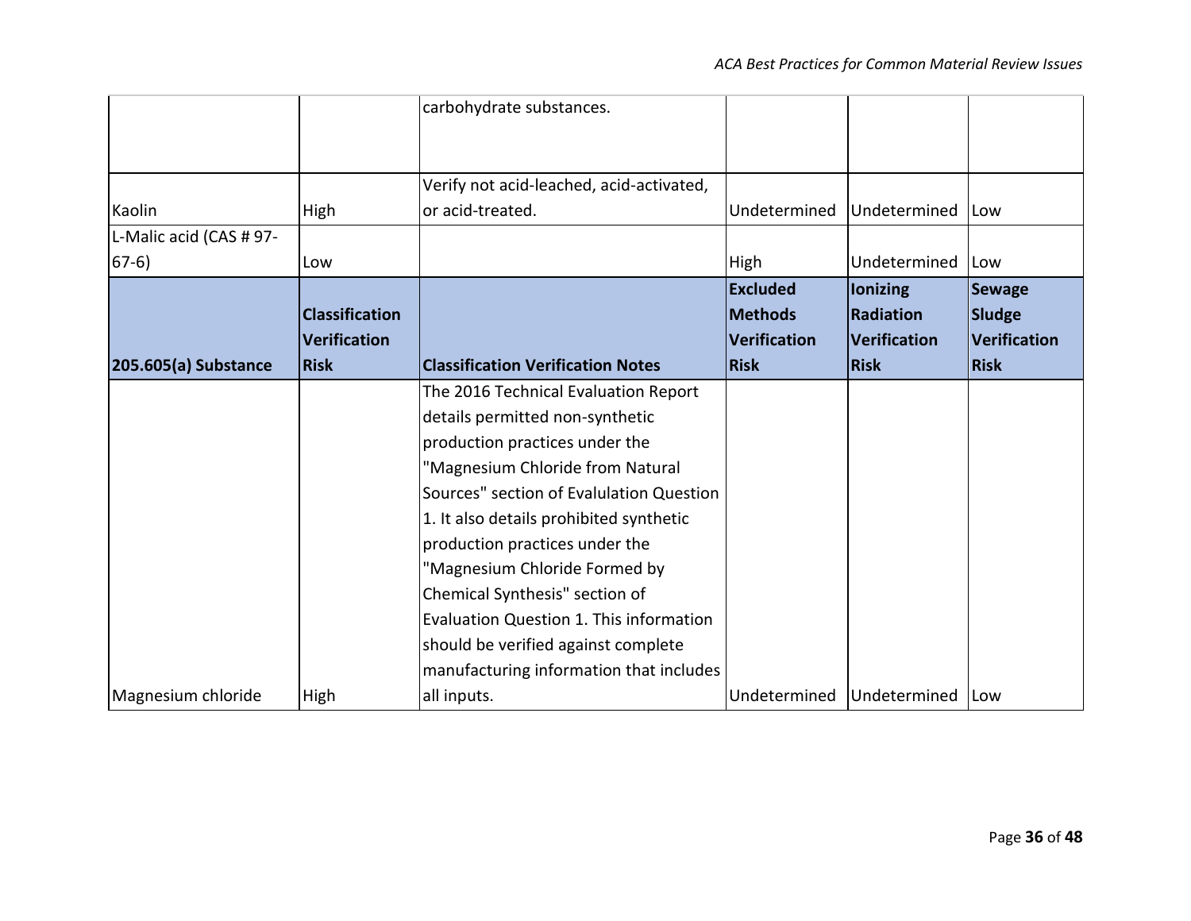| | | | | | |
|---|---|---|---|---|---|
| | | carbohydrate substances. | | | |
| Kaolin | High | Verify not acid-leached, acid-activated, or acid-treated. | Undetermined | Undetermined | Low |
| L-Malic acid (CAS # 97-67-6) | Low | | High | Undetermined | Low |

| 205.605(a) Substance | Classification Verification Risk | Classification Verification Notes | Excluded Methods Verification Risk | Ionizing Radiation Verification Risk | Sewage Sludge Verification Risk |
|---|---|---|---|---|---|
| Magnesium chloride | High | The 2016 Technical Evaluation Report details permitted non-synthetic production practices under the "Magnesium Chloride from Natural Sources" section of Evalulation Question 1. It also details prohibited synthetic production practices under the "Magnesium Chloride Formed by Chemical Synthesis" section of Evaluation Question 1. This information should be verified against complete manufacturing information that includes all inputs. | Undetermined | Undetermined | Low |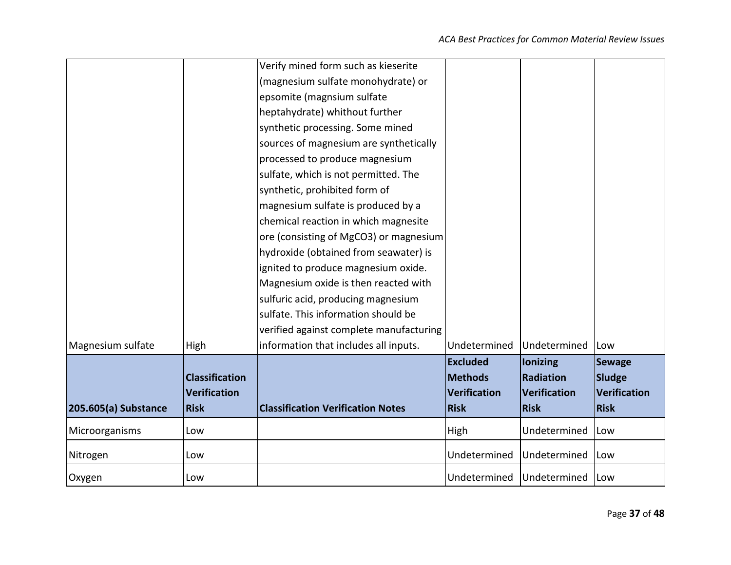| | | | | | |
|---|---|---|---|---|---|
| Magnesium sulfate | High | Verify mined form such as kieserite (magnesium sulfate monohydrate) or epsomite (magnsium sulfate heptahydrate) whithout further synthetic processing. Some mined sources of magnesium are synthetically processed to produce magnesium sulfate, which is not permitted. The synthetic, prohibited form of magnesium sulfate is produced by a chemical reaction in which magnesite ore (consisting of $MgCO_3$) or magnesium hydroxide (obtained from seawater) is ignited to produce magnesium oxide. Magnesium oxide is then reacted with sulfuric acid, producing magnesium sulfate. This information should be verified against complete manufacturing information that includes all inputs. | Undetermined | Undetermined | Low |

| 205.605(a) Substance | Classification Verification Risk | Classification Verification Notes | Excluded Methods Verification Risk | Ionizing Radiation Verification Risk | Sewage Sludge Verification Risk |
|---|---|---|---|---|---|
| Microorganisms | Low | | High | Undetermined | Low |
| Nitrogen | Low | | Undetermined | Undetermined | Low |
| Oxygen | Low | | Undetermined | Undetermined | Low |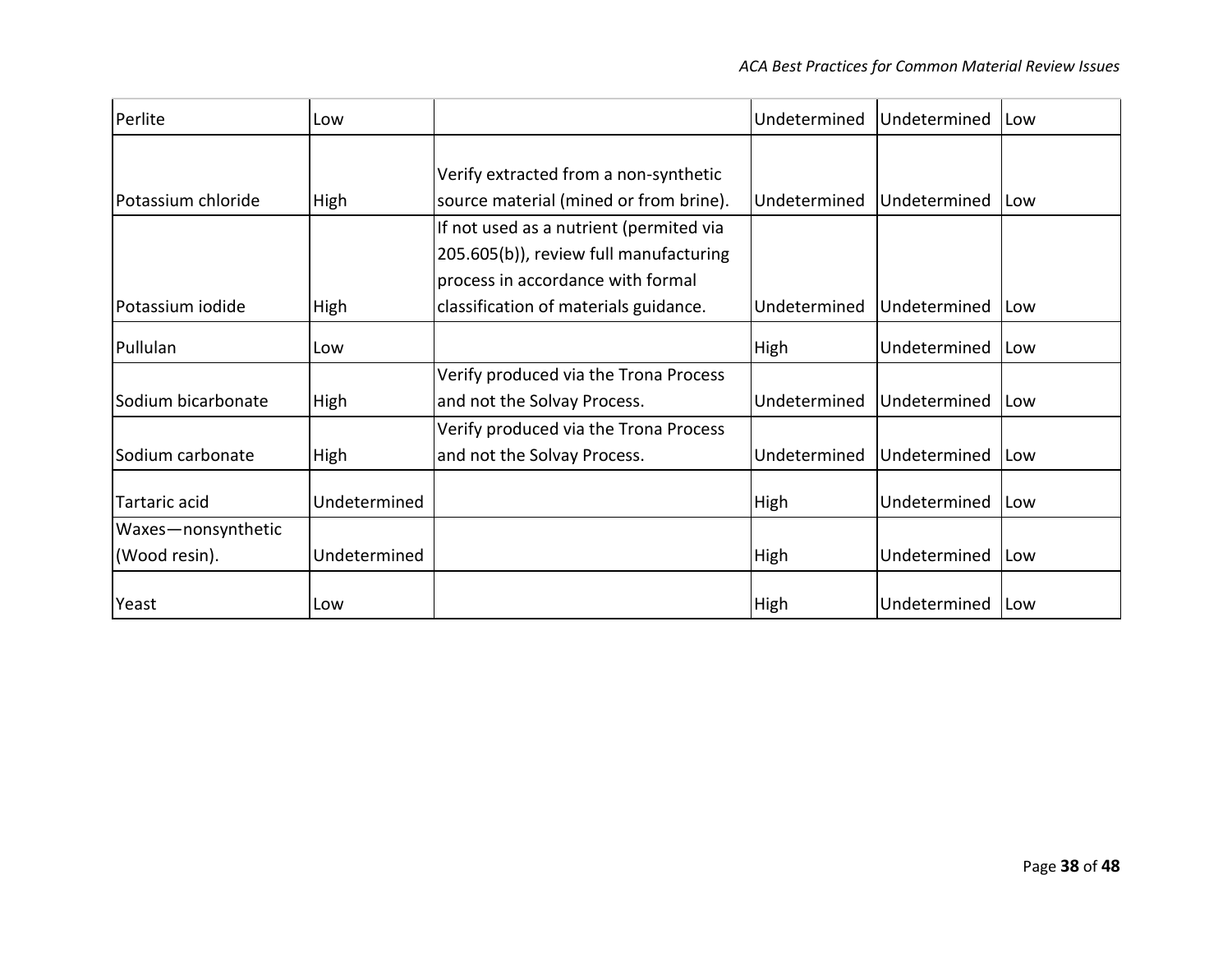| Perlite | Low | | Undetermined | Undetermined | Low |
|---|---|---|---|---|---|
| Potassium chloride | High | Verify extracted from a non-synthetic source material (mined or from brine). | Undetermined | Undetermined | Low |
| Potassium iodide | High | If not used as a nutrient (permited via 205.605(b)), review full manufacturing process in accordance with formal classification of materials guidance. | Undetermined | Undetermined | Low |
| Pullulan | Low | | High | Undetermined | Low |
| Sodium bicarbonate | High | Verify produced via the Trona Process and not the Solvay Process. | Undetermined | Undetermined | Low |
| Sodium carbonate | High | Verify produced via the Trona Process and not the Solvay Process. | Undetermined | Undetermined | Low |
| Tartaric acid | Undetermined | | High | Undetermined | Low |
| Waxes—nonsynthetic (Wood resin). | Undetermined | | High | Undetermined | Low |
| Yeast | Low | | High | Undetermined | Low |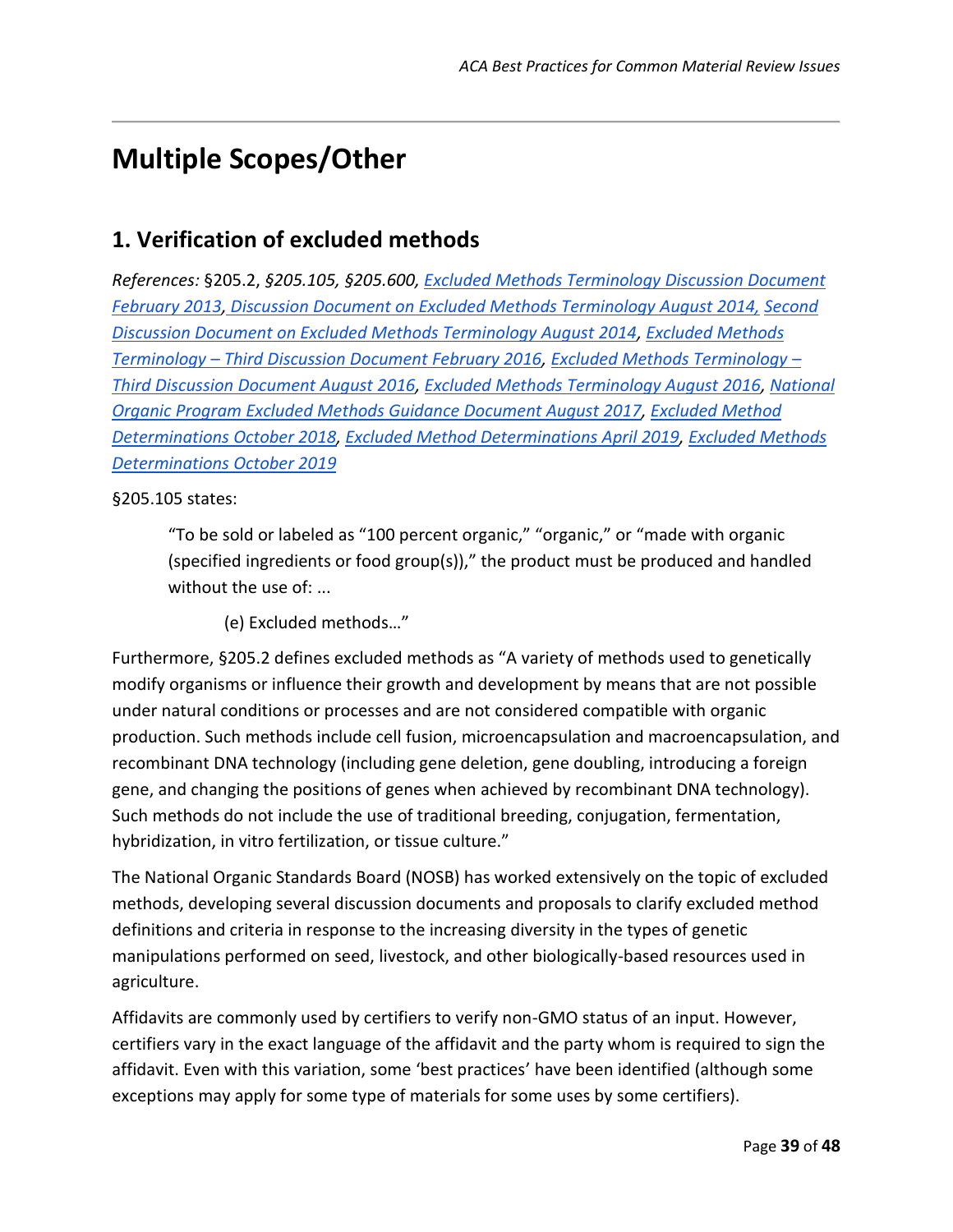# Multiple Scopes/Other

## 1. Verification of excluded methods

*References:* §205.2, *§205.105, §205.600, Excluded Methods Terminology Discussion Document February 2013, Discussion Document on Excluded Methods Terminology August 2014, Second Discussion Document on Excluded Methods Terminology August 2014, Excluded Methods Terminology – Third Discussion Document February 2016, Excluded Methods Terminology – Third Discussion Document August 2016, Excluded Methods Terminology August 2016, National Organic Program Excluded Methods Guidance Document August 2017, Excluded Method Determinations October 2018, Excluded Method Determinations April 2019, Excluded Methods Determinations October 2019*

§205.105 states:

> "To be sold or labeled as "100 percent organic," "organic," or "made with organic (specified ingredients or food group(s))," the product must be produced and handled without the use of: ...
>
> (e) Excluded methods…"

Furthermore, §205.2 defines excluded methods as "A variety of methods used to genetically modify organisms or influence their growth and development by means that are not possible under natural conditions or processes and are not considered compatible with organic production. Such methods include cell fusion, microencapsulation and macroencapsulation, and recombinant DNA technology (including gene deletion, gene doubling, introducing a foreign gene, and changing the positions of genes when achieved by recombinant DNA technology). Such methods do not include the use of traditional breeding, conjugation, fermentation, hybridization, in vitro fertilization, or tissue culture."

The National Organic Standards Board (NOSB) has worked extensively on the topic of excluded methods, developing several discussion documents and proposals to clarify excluded method definitions and criteria in response to the increasing diversity in the types of genetic manipulations performed on seed, livestock, and other biologically-based resources used in agriculture.

Affidavits are commonly used by certifiers to verify non-GMO status of an input. However, certifiers vary in the exact language of the affidavit and the party whom is required to sign the affidavit. Even with this variation, some 'best practices' have been identified (although some exceptions may apply for some type of materials for some uses by some certifiers).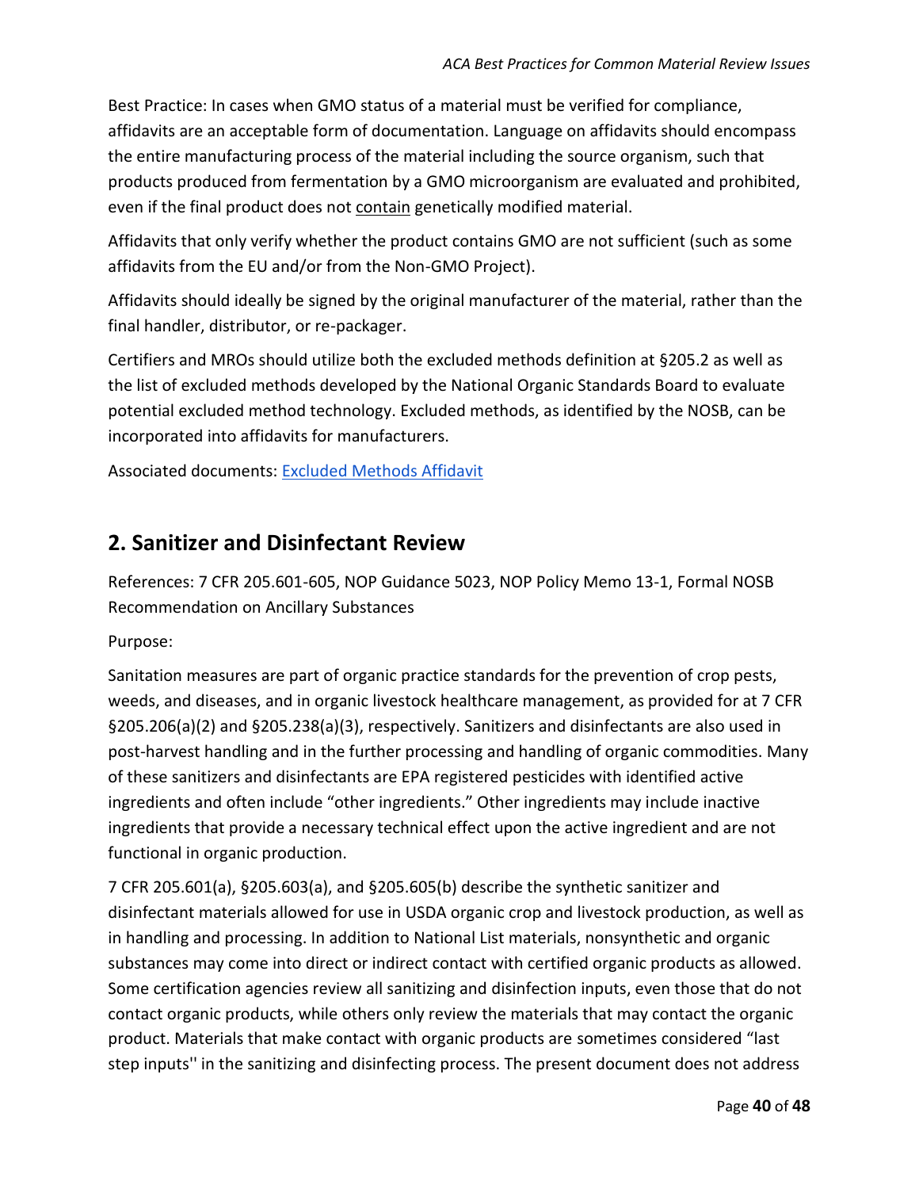Best Practice: In cases when GMO status of a material must be verified for compliance, affidavits are an acceptable form of documentation. Language on affidavits should encompass the entire manufacturing process of the material including the source organism, such that products produced from fermentation by a GMO microorganism are evaluated and prohibited, even if the final product does not <u>contain</u> genetically modified material.

Affidavits that only verify whether the product contains GMO are not sufficient (such as some affidavits from the EU and/or from the Non-GMO Project).

Affidavits should ideally be signed by the original manufacturer of the material, rather than the final handler, distributor, or re-packager.

Certifiers and MROs should utilize both the excluded methods definition at §205.2 as well as the list of excluded methods developed by the National Organic Standards Board to evaluate potential excluded method technology. Excluded methods, as identified by the NOSB, can be incorporated into affidavits for manufacturers.

Associated documents: [Excluded Methods Affidavit]()

## 2. Sanitizer and Disinfectant Review

References: 7 CFR 205.601-605, NOP Guidance 5023, NOP Policy Memo 13-1, Formal NOSB Recommendation on Ancillary Substances

Purpose:

Sanitation measures are part of organic practice standards for the prevention of crop pests, weeds, and diseases, and in organic livestock healthcare management, as provided for at 7 CFR §205.206(a)(2) and §205.238(a)(3), respectively. Sanitizers and disinfectants are also used in post-harvest handling and in the further processing and handling of organic commodities. Many of these sanitizers and disinfectants are EPA registered pesticides with identified active ingredients and often include "other ingredients." Other ingredients may include inactive ingredients that provide a necessary technical effect upon the active ingredient and are not functional in organic production.

7 CFR 205.601(a), §205.603(a), and §205.605(b) describe the synthetic sanitizer and disinfectant materials allowed for use in USDA organic crop and livestock production, as well as in handling and processing. In addition to National List materials, nonsynthetic and organic substances may come into direct or indirect contact with certified organic products as allowed. Some certification agencies review all sanitizing and disinfection inputs, even those that do not contact organic products, while others only review the materials that may contact the organic product. Materials that make contact with organic products are sometimes considered "last step inputs'' in the sanitizing and disinfecting process. The present document does not address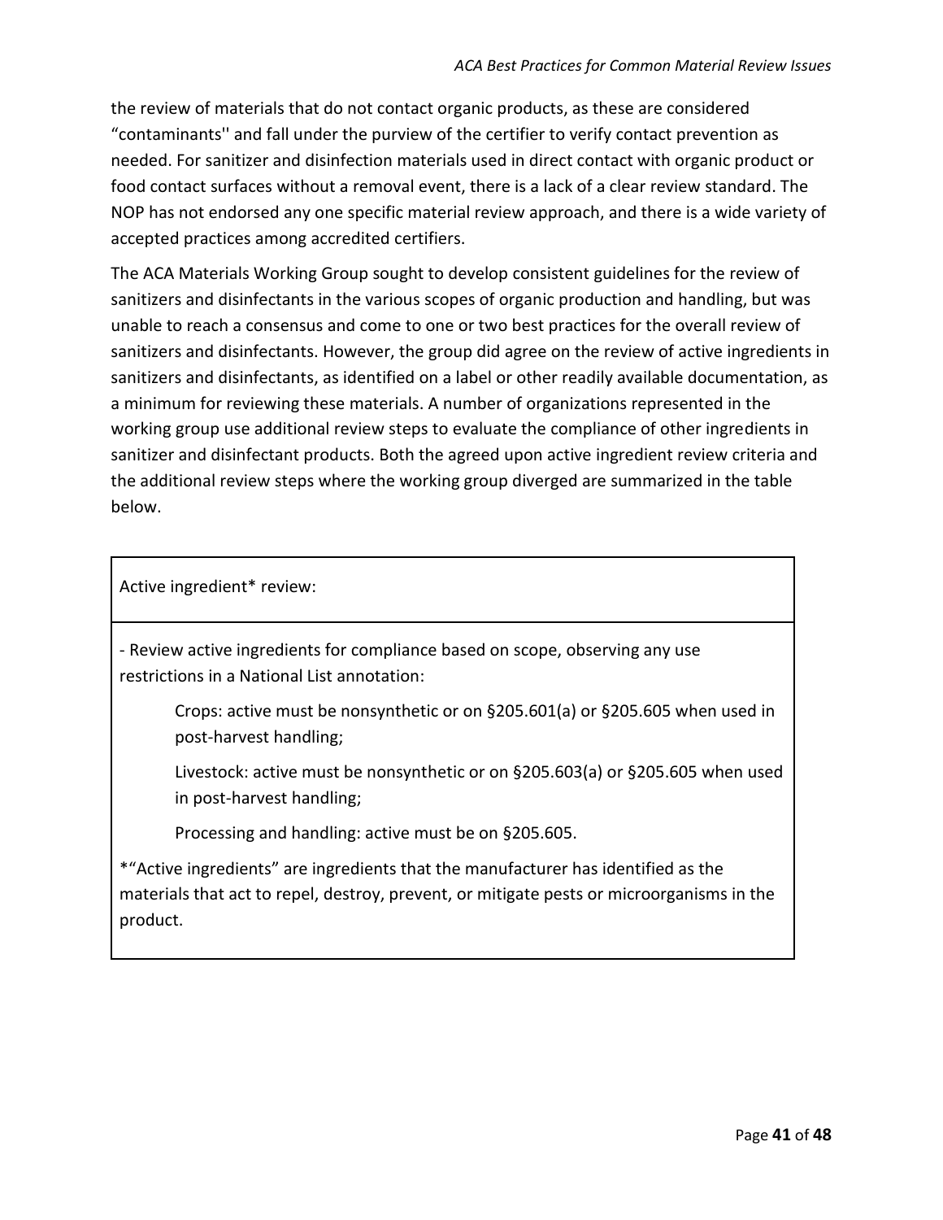the review of materials that do not contact organic products, as these are considered "contaminants'' and fall under the purview of the certifier to verify contact prevention as needed. For sanitizer and disinfection materials used in direct contact with organic product or food contact surfaces without a removal event, there is a lack of a clear review standard. The NOP has not endorsed any one specific material review approach, and there is a wide variety of accepted practices among accredited certifiers.

The ACA Materials Working Group sought to develop consistent guidelines for the review of sanitizers and disinfectants in the various scopes of organic production and handling, but was unable to reach a consensus and come to one or two best practices for the overall review of sanitizers and disinfectants. However, the group did agree on the review of active ingredients in sanitizers and disinfectants, as identified on a label or other readily available documentation, as a minimum for reviewing these materials. A number of organizations represented in the working group use additional review steps to evaluate the compliance of other ingredients in sanitizer and disinfectant products. Both the agreed upon active ingredient review criteria and the additional review steps where the working group diverged are summarized in the table below.

| Active ingredient* review: |
| --- |
| - Review active ingredients for compliance based on scope, observing any use restrictions in a National List annotation:<br><br>Crops: active must be nonsynthetic or on §205.601(a) or §205.605 when used in post-harvest handling;<br><br>Livestock: active must be nonsynthetic or on §205.603(a) or §205.605 when used in post-harvest handling;<br><br>Processing and handling: active must be on §205.605.<br><br>*"Active ingredients" are ingredients that the manufacturer has identified as the materials that act to repel, destroy, prevent, or mitigate pests or microorganisms in the product. |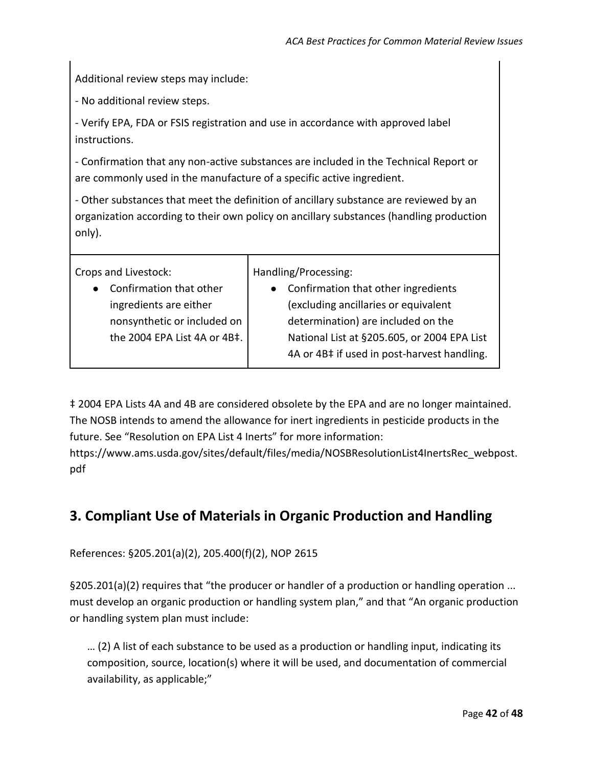| Additional review steps may include:<br><br>- No additional review steps.<br><br>- Verify EPA, FDA or FSIS registration and use in accordance with approved label instructions.<br><br>- Confirmation that any non-active substances are included in the Technical Report or are commonly used in the manufacture of a specific active ingredient.<br><br>- Other substances that meet the definition of ancillary substance are reviewed by an organization according to their own policy on ancillary substances (handling production only). | |
|---|---|
| Crops and Livestock:<br>● Confirmation that other ingredients are either nonsynthetic or included on the 2004 EPA List 4A or 4B‡. | Handling/Processing:<br>● Confirmation that other ingredients (excluding ancillaries or equivalent determination) are included on the National List at §205.605, or 2004 EPA List 4A or 4B‡ if used in post-harvest handling. |

‡ 2004 EPA Lists 4A and 4B are considered obsolete by the EPA and are no longer maintained. The NOSB intends to amend the allowance for inert ingredients in pesticide products in the future. See "Resolution on EPA List 4 Inerts" for more information: https://www.ams.usda.gov/sites/default/files/media/NOSBResolutionList4InertsRec_webpost.pdf

## 3. Compliant Use of Materials in Organic Production and Handling

References: §205.201(a)(2), 205.400(f)(2), NOP 2615

§205.201(a)(2) requires that "the producer or handler of a production or handling operation ... must develop an organic production or handling system plan," and that "An organic production or handling system plan must include:

> … (2) A list of each substance to be used as a production or handling input, indicating its composition, source, location(s) where it will be used, and documentation of commercial availability, as applicable;"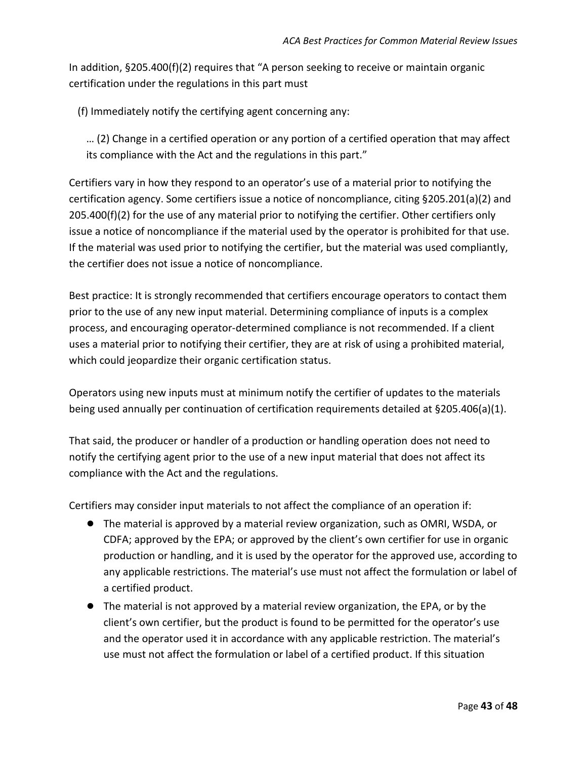In addition, §205.400(f)(2) requires that "A person seeking to receive or maintain organic certification under the regulations in this part must

(f) Immediately notify the certifying agent concerning any:

> … (2) Change in a certified operation or any portion of a certified operation that may affect its compliance with the Act and the regulations in this part."

Certifiers vary in how they respond to an operator's use of a material prior to notifying the certification agency. Some certifiers issue a notice of noncompliance, citing §205.201(a)(2) and 205.400(f)(2) for the use of any material prior to notifying the certifier. Other certifiers only issue a notice of noncompliance if the material used by the operator is prohibited for that use. If the material was used prior to notifying the certifier, but the material was used compliantly, the certifier does not issue a notice of noncompliance.

Best practice: It is strongly recommended that certifiers encourage operators to contact them prior to the use of any new input material. Determining compliance of inputs is a complex process, and encouraging operator-determined compliance is not recommended. If a client uses a material prior to notifying their certifier, they are at risk of using a prohibited material, which could jeopardize their organic certification status.

Operators using new inputs must at minimum notify the certifier of updates to the materials being used annually per continuation of certification requirements detailed at §205.406(a)(1).

That said, the producer or handler of a production or handling operation does not need to notify the certifying agent prior to the use of a new input material that does not affect its compliance with the Act and the regulations.

Certifiers may consider input materials to not affect the compliance of an operation if:

- The material is approved by a material review organization, such as OMRI, WSDA, or CDFA; approved by the EPA; or approved by the client's own certifier for use in organic production or handling, and it is used by the operator for the approved use, according to any applicable restrictions. The material's use must not affect the formulation or label of a certified product.
- The material is not approved by a material review organization, the EPA, or by the client's own certifier, but the product is found to be permitted for the operator's use and the operator used it in accordance with any applicable restriction. The material's use must not affect the formulation or label of a certified product. If this situation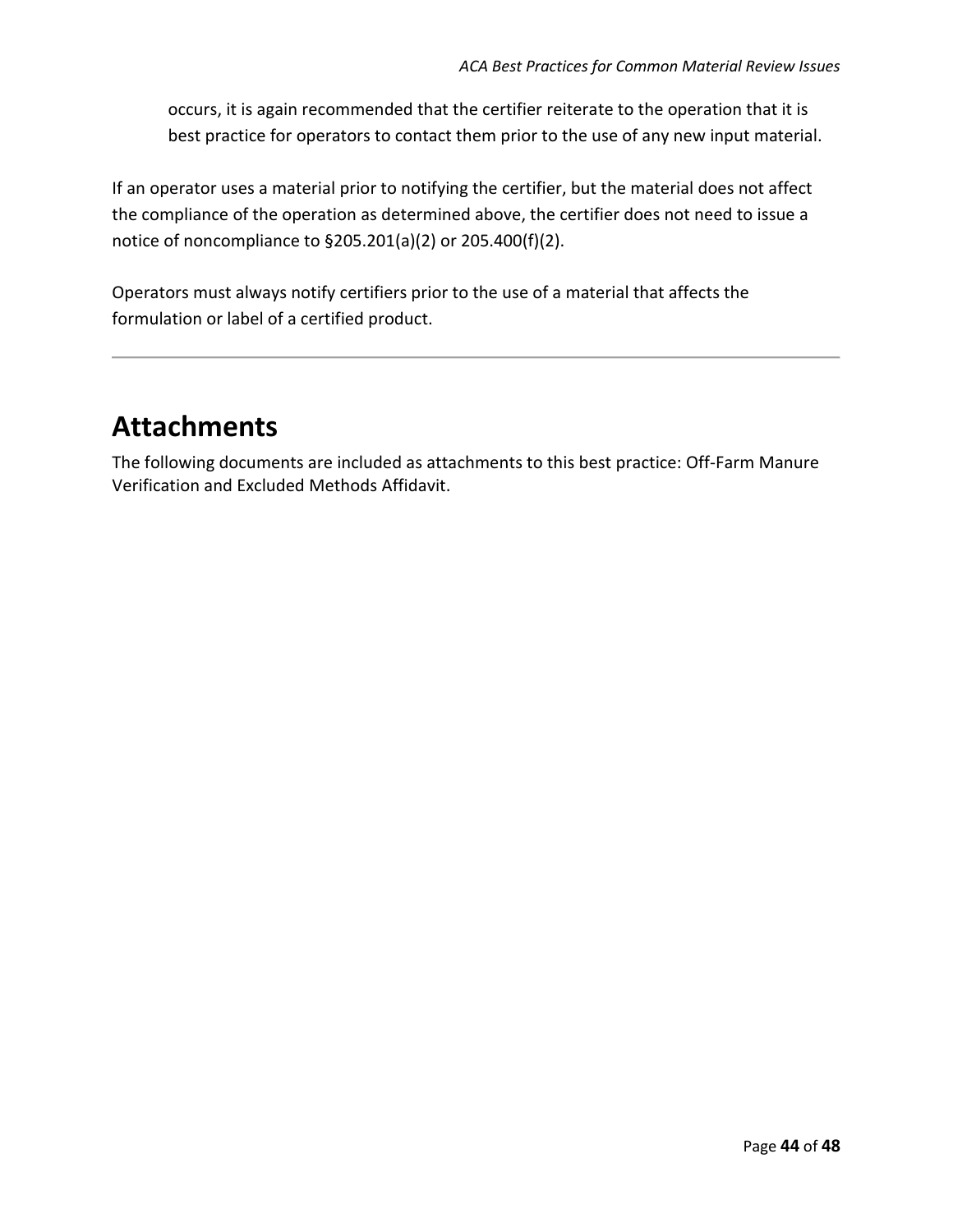occurs, it is again recommended that the certifier reiterate to the operation that it is best practice for operators to contact them prior to the use of any new input material.

If an operator uses a material prior to notifying the certifier, but the material does not affect the compliance of the operation as determined above, the certifier does not need to issue a notice of noncompliance to §205.201(a)(2) or 205.400(f)(2).

Operators must always notify certifiers prior to the use of a material that affects the formulation or label of a certified product.

---

# Attachments

The following documents are included as attachments to this best practice: Off-Farm Manure Verification and Excluded Methods Affidavit.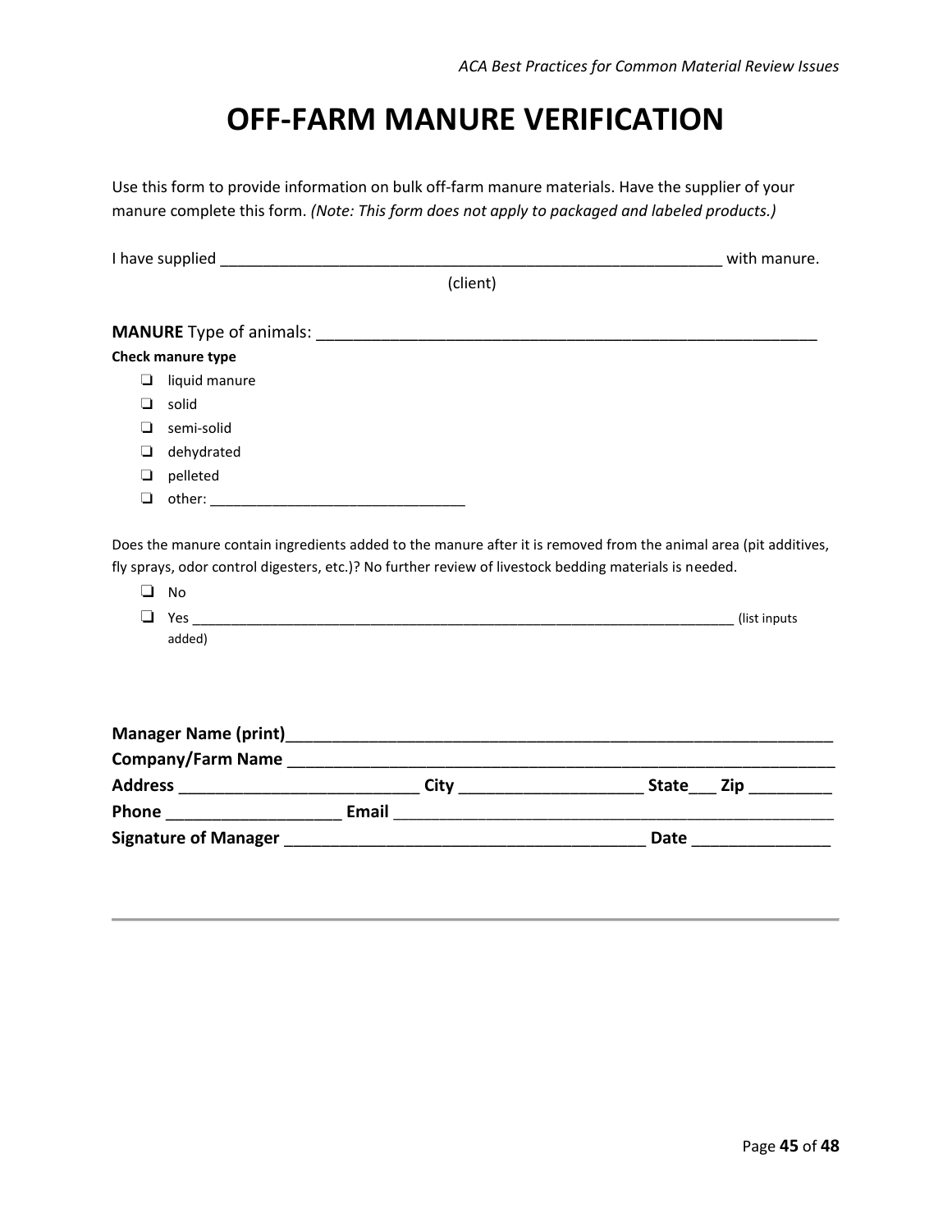# OFF-FARM MANURE VERIFICATION

Use this form to provide information on bulk off-farm manure materials. Have the supplier of your manure complete this form. *(Note: This form does not apply to packaged and labeled products.)*

I have supplied ____________________________________________________________ with manure.
(client)

**MANURE** Type of animals: ___________________________________________________________

**Check manure type**

- ❑ liquid manure
- ❑ solid
- ❑ semi-solid
- ❑ dehydrated
- ❑ pelleted
- ❑ other: ________________________________

Does the manure contain ingredients added to the manure after it is removed from the animal area (pit additives, fly sprays, odor control digesters, etc.)? No further review of livestock bedding materials is needed.

- ❑ No
- ❑ Yes ______________________________________________________________________ (list inputs added)

**Manager Name (print)**_____________________________________________________________

**Company/Farm Name** _____________________________________________________________

**Address** __________________________ **City** ____________________ **State**___ **Zip** _________

**Phone** ___________________ **Email** ___________________________________________________

**Signature of Manager** ________________________________________ **Date** _______________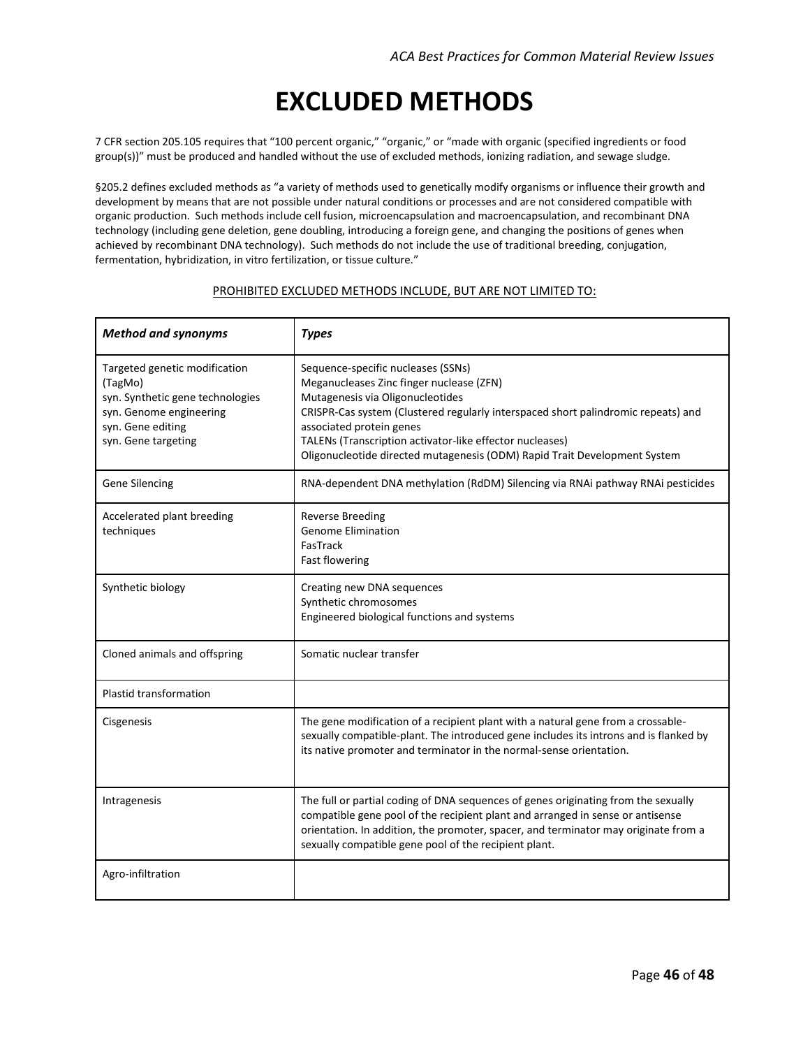# EXCLUDED METHODS

7 CFR section 205.105 requires that "100 percent organic," "organic," or "made with organic (specified ingredients or food group(s))" must be produced and handled without the use of excluded methods, ionizing radiation, and sewage sludge.

§205.2 defines excluded methods as "a variety of methods used to genetically modify organisms or influence their growth and development by means that are not possible under natural conditions or processes and are not considered compatible with organic production. Such methods include cell fusion, microencapsulation and macroencapsulation, and recombinant DNA technology (including gene deletion, gene doubling, introducing a foreign gene, and changing the positions of genes when achieved by recombinant DNA technology). Such methods do not include the use of traditional breeding, conjugation, fermentation, hybridization, in vitro fertilization, or tissue culture."

<u>PROHIBITED EXCLUDED METHODS INCLUDE, BUT ARE NOT LIMITED TO:</u>

| ***Method and synonyms*** | ***Types*** |
|---|---|
| Targeted genetic modification (TagMo)<br>syn. Synthetic gene technologies<br>syn. Genome engineering<br>syn. Gene editing<br>syn. Gene targeting | Sequence-specific nucleases (SSNs)<br>Meganucleases Zinc finger nuclease (ZFN)<br>Mutagenesis via Oligonucleotides<br>CRISPR-Cas system (Clustered regularly interspaced short palindromic repeats) and associated protein genes<br>TALENs (Transcription activator-like effector nucleases)<br>Oligonucleotide directed mutagenesis (ODM) Rapid Trait Development System |
| Gene Silencing | RNA-dependent DNA methylation (RdDM) Silencing via RNAi pathway RNAi pesticides |
| Accelerated plant breeding techniques | Reverse Breeding<br>Genome Elimination<br>FasTrack<br>Fast flowering |
| Synthetic biology | Creating new DNA sequences<br>Synthetic chromosomes<br>Engineered biological functions and systems |
| Cloned animals and offspring | Somatic nuclear transfer |
| Plastid transformation | |
| Cisgenesis | The gene modification of a recipient plant with a natural gene from a crossable-sexually compatible-plant. The introduced gene includes its introns and is flanked by its native promoter and terminator in the normal-sense orientation. |
| Intragenesis | The full or partial coding of DNA sequences of genes originating from the sexually compatible gene pool of the recipient plant and arranged in sense or antisense orientation. In addition, the promoter, spacer, and terminator may originate from a sexually compatible gene pool of the recipient plant. |
| Agro-infiltration | |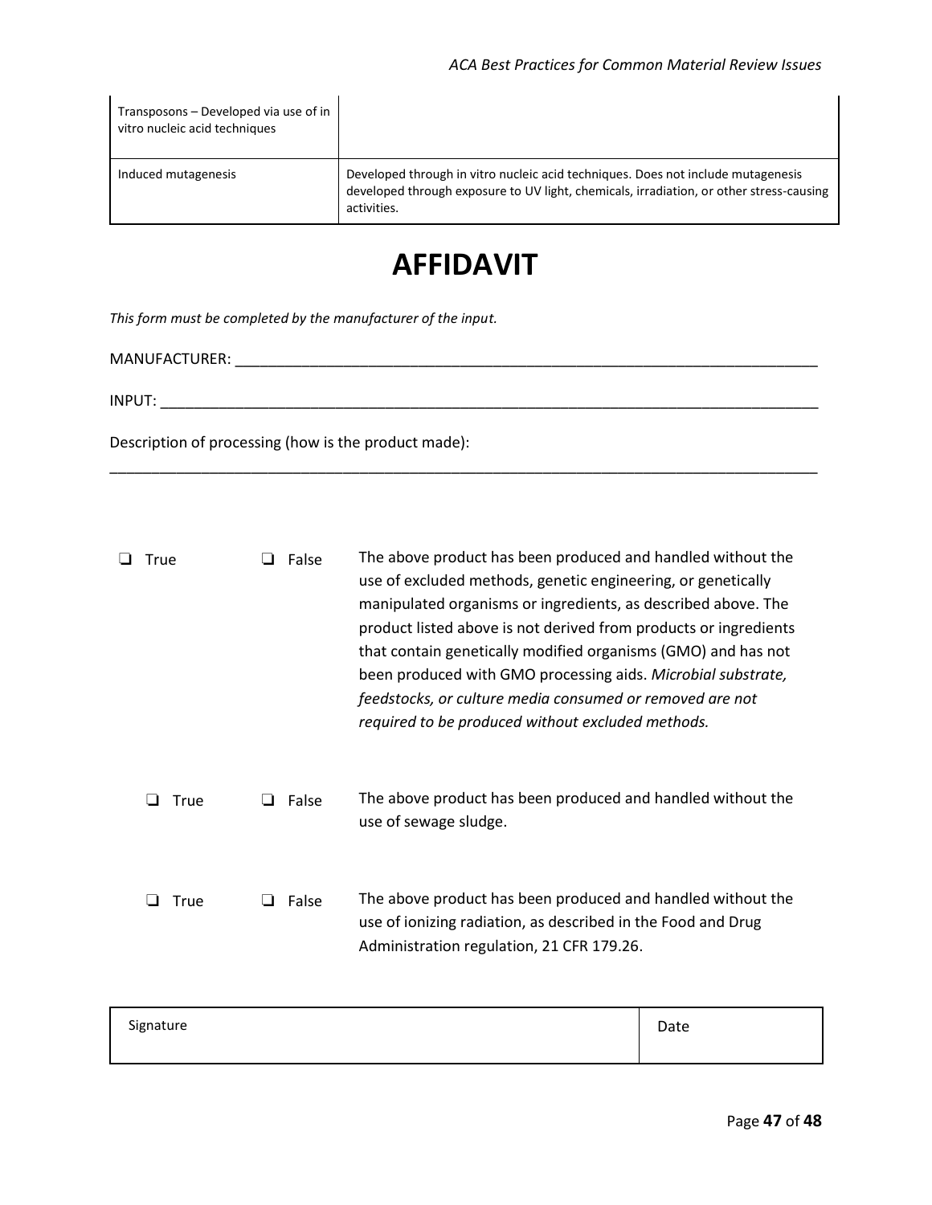| Transposons – Developed via use of in vitro nucleic acid techniques | |
|---|---|
| Induced mutagenesis | Developed through in vitro nucleic acid techniques. Does not include mutagenesis developed through exposure to UV light, chemicals, irradiation, or other stress-causing activities. |

# AFFIDAVIT

*This form must be completed by the manufacturer of the input.*

MANUFACTURER: ______________________________________________________________________

INPUT: ____________________________________________________________________________

Description of processing (how is the product made):

___________________________________________________________________________________

❑ True ❑ False The above product has been produced and handled without the use of excluded methods, genetic engineering, or genetically manipulated organisms or ingredients, as described above. The product listed above is not derived from products or ingredients that contain genetically modified organisms (GMO) and has not been produced with GMO processing aids. *Microbial substrate, feedstocks, or culture media consumed or removed are not required to be produced without excluded methods.*

❑ True ❑ False The above product has been produced and handled without the use of sewage sludge.

❑ True ❑ False The above product has been produced and handled without the use of ionizing radiation, as described in the Food and Drug Administration regulation, 21 CFR 179.26.

| Signature | Date |
|---|---|
| | |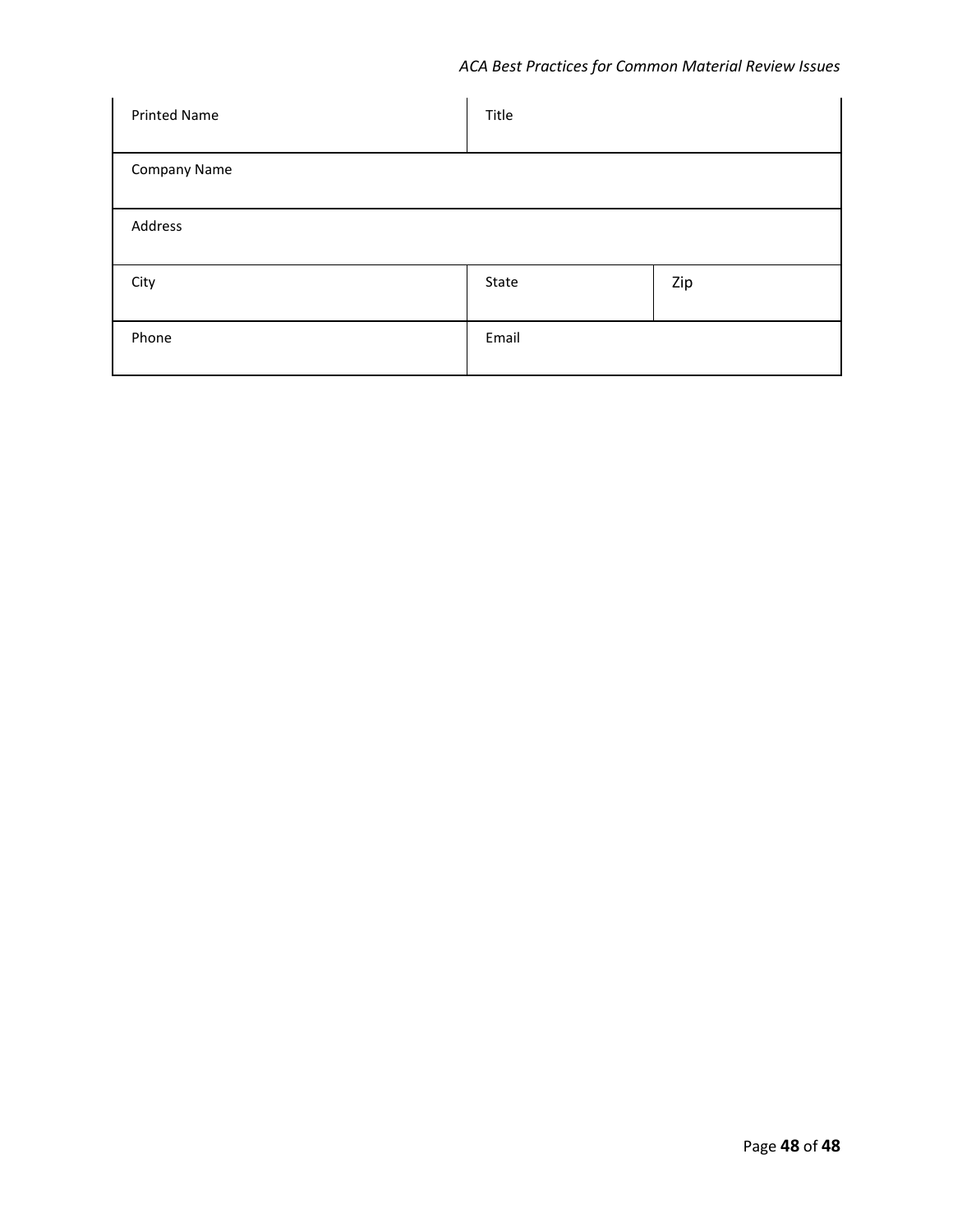| | | |
|---|---|---|
| Printed Name | Title | |
| Company Name | | |
| Address | | |
| City | State | Zip |
| Phone | Email | |